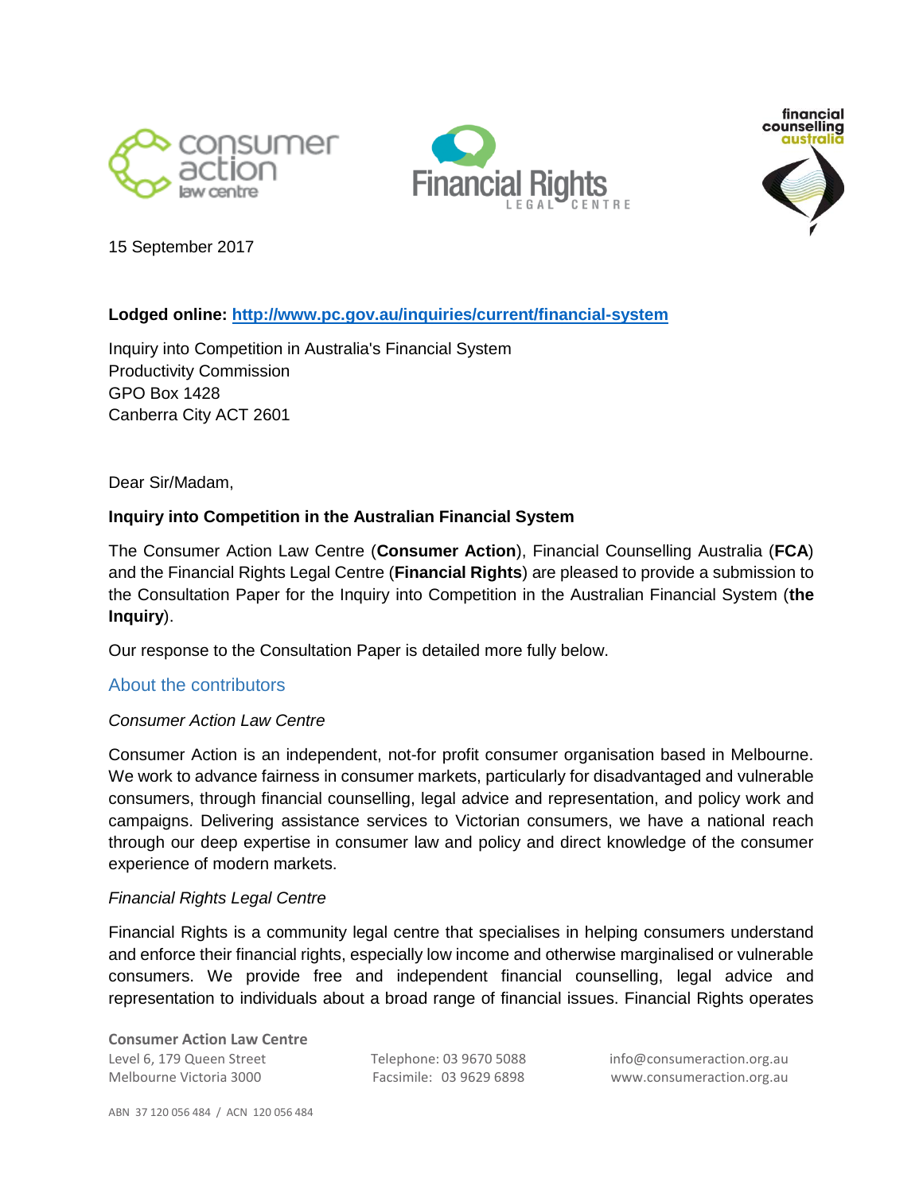15 September 2017

**Lodged online: [http://www.pc.gov.au/inquiries/current/financial-system](http://www.pc.gov.au/inquiries/current/financial-system)**

Inquiry into Competition in Australia's Financial System
Productivity Commission
GPO Box 1428
Canberra City ACT 2601

Dear Sir/Madam,

**Inquiry into Competition in the Australian Financial System**

The Consumer Action Law Centre (**Consumer Action**), Financial Counselling Australia (**FCA**) and the Financial Rights Legal Centre (**Financial Rights**) are pleased to provide a submission to the Consultation Paper for the Inquiry into Competition in the Australian Financial System (**the Inquiry**).

Our response to the Consultation Paper is detailed more fully below.

## About the contributors

*Consumer Action Law Centre*

Consumer Action is an independent, not-for profit consumer organisation based in Melbourne. We work to advance fairness in consumer markets, particularly for disadvantaged and vulnerable consumers, through financial counselling, legal advice and representation, and policy work and campaigns. Delivering assistance services to Victorian consumers, we have a national reach through our deep expertise in consumer law and policy and direct knowledge of the consumer experience of modern markets.

*Financial Rights Legal Centre*

Financial Rights is a community legal centre that specialises in helping consumers understand and enforce their financial rights, especially low income and otherwise marginalised or vulnerable consumers. We provide free and independent financial counselling, legal advice and representation to individuals about a broad range of financial issues. Financial Rights operates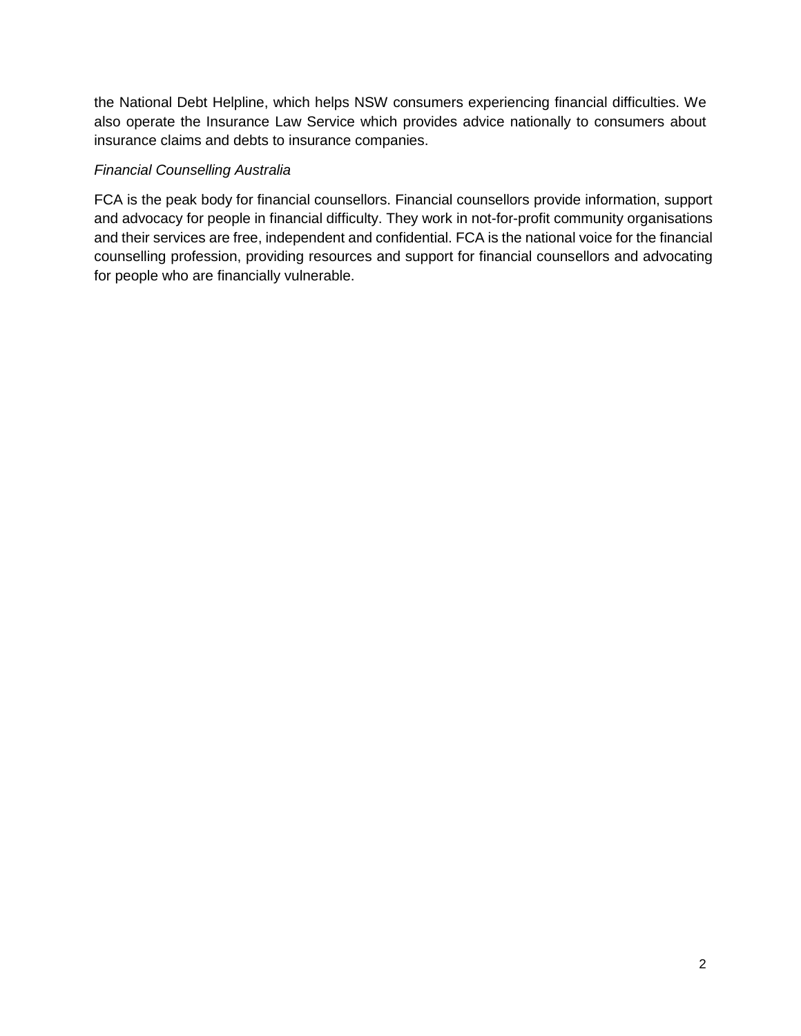the National Debt Helpline, which helps NSW consumers experiencing financial difficulties. We also operate the Insurance Law Service which provides advice nationally to consumers about insurance claims and debts to insurance companies.

*Financial Counselling Australia*

FCA is the peak body for financial counsellors. Financial counsellors provide information, support and advocacy for people in financial difficulty. They work in not-for-profit community organisations and their services are free, independent and confidential. FCA is the national voice for the financial counselling profession, providing resources and support for financial counsellors and advocating for people who are financially vulnerable.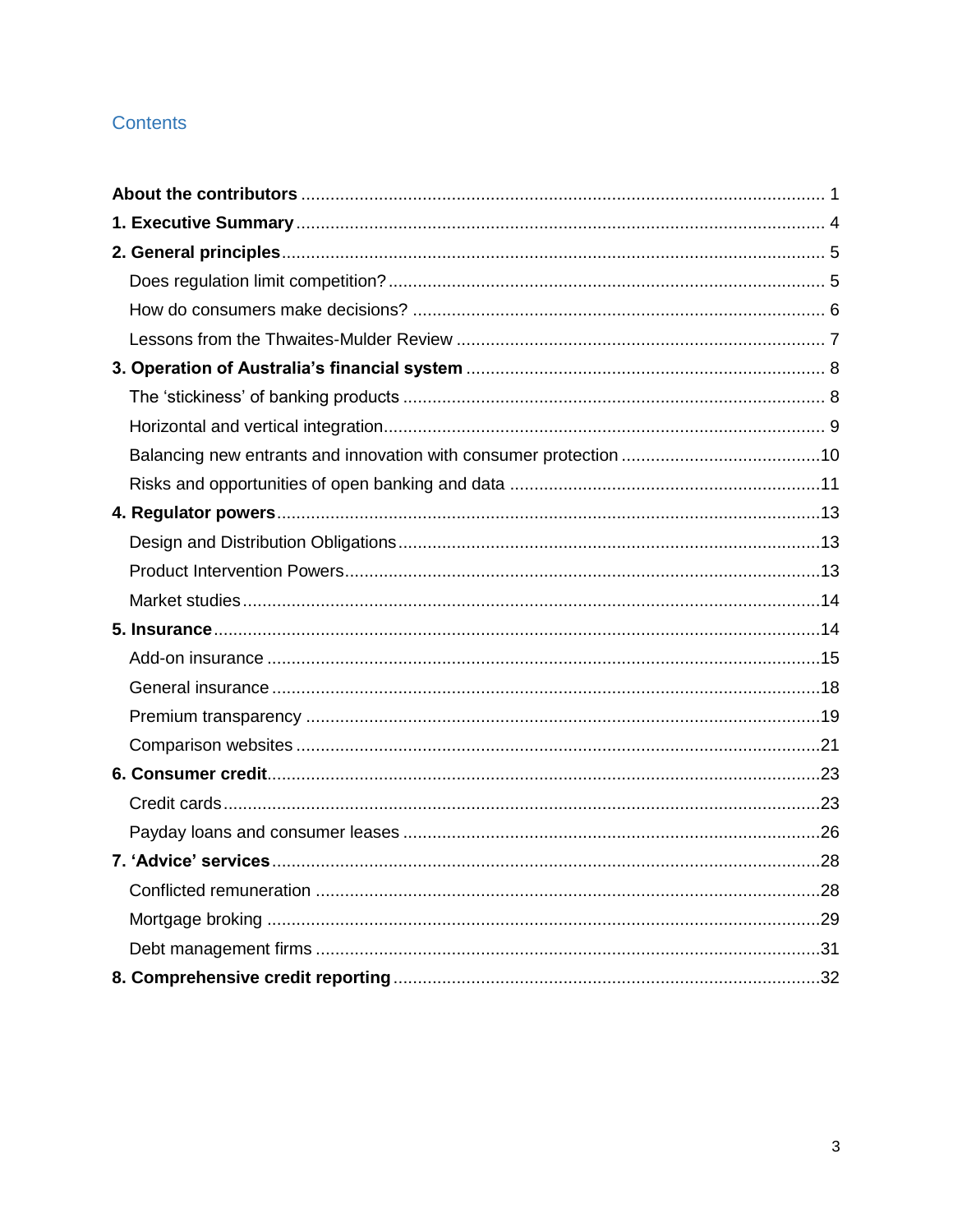## Contents

**About the contributors** ........................................................................................................ 1

**1. Executive Summary** ........................................................................................................ 4

**2. General principles** ........................................................................................................ 5

- Does regulation limit competition? .......................................................................... 5
- How do consumers make decisions? ...................................................................... 6
- Lessons from the Thwaites-Mulder Review ............................................................. 7

**3. Operation of Australia's financial system** ............................................................... 8

- The 'stickiness' of banking products ....................................................................... 8
- Horizontal and vertical integration ........................................................................... 9
- Balancing new entrants and innovation with consumer protection ......................... 10
- Risks and opportunities of open banking and data ................................................. 11

**4. Regulator powers** ........................................................................................................ 13

- Design and Distribution Obligations ....................................................................... 13
- Product Intervention Powers ................................................................................... 13
- Market studies ........................................................................................................ 14

**5. Insurance** ..................................................................................................................... 14

- Add-on insurance .................................................................................................... 15
- General insurance ................................................................................................... 18
- Premium transparency ............................................................................................ 19
- Comparison websites .............................................................................................. 21

**6. Consumer credit** .......................................................................................................... 23

- Credit cards ............................................................................................................. 23
- Payday loans and consumer leases ........................................................................ 26

**7. 'Advice' services** ......................................................................................................... 28

- Conflicted remuneration .......................................................................................... 28
- Mortgage broking .................................................................................................... 29
- Debt management firms ......................................................................................... 31

**8. Comprehensive credit reporting** ................................................................................ 32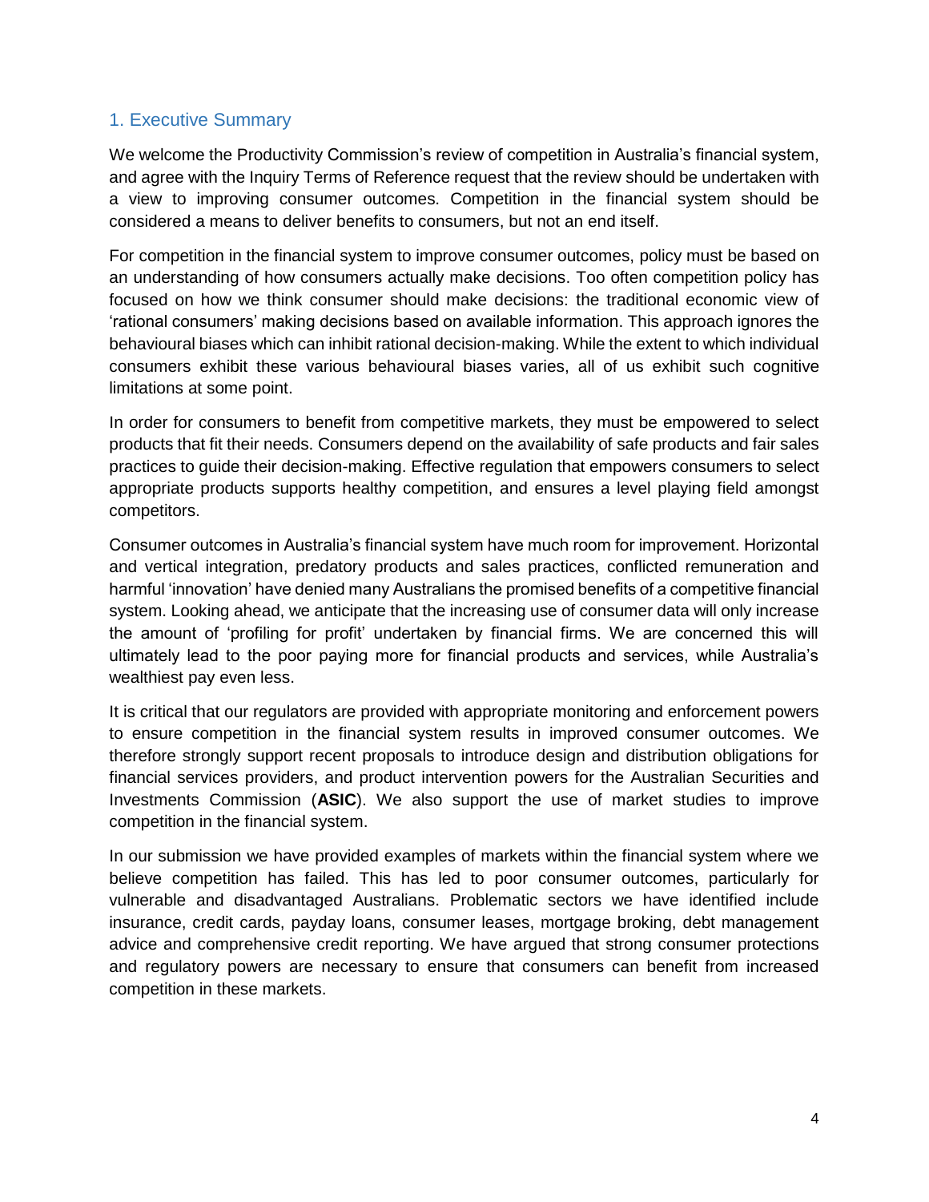## 1. Executive Summary

We welcome the Productivity Commission's review of competition in Australia's financial system, and agree with the Inquiry Terms of Reference request that the review should be undertaken with a view to improving consumer outcomes. Competition in the financial system should be considered a means to deliver benefits to consumers, but not an end itself.

For competition in the financial system to improve consumer outcomes, policy must be based on an understanding of how consumers actually make decisions. Too often competition policy has focused on how we think consumer should make decisions: the traditional economic view of 'rational consumers' making decisions based on available information. This approach ignores the behavioural biases which can inhibit rational decision-making. While the extent to which individual consumers exhibit these various behavioural biases varies, all of us exhibit such cognitive limitations at some point.

In order for consumers to benefit from competitive markets, they must be empowered to select products that fit their needs. Consumers depend on the availability of safe products and fair sales practices to guide their decision-making. Effective regulation that empowers consumers to select appropriate products supports healthy competition, and ensures a level playing field amongst competitors.

Consumer outcomes in Australia's financial system have much room for improvement. Horizontal and vertical integration, predatory products and sales practices, conflicted remuneration and harmful 'innovation' have denied many Australians the promised benefits of a competitive financial system. Looking ahead, we anticipate that the increasing use of consumer data will only increase the amount of 'profiling for profit' undertaken by financial firms. We are concerned this will ultimately lead to the poor paying more for financial products and services, while Australia's wealthiest pay even less.

It is critical that our regulators are provided with appropriate monitoring and enforcement powers to ensure competition in the financial system results in improved consumer outcomes. We therefore strongly support recent proposals to introduce design and distribution obligations for financial services providers, and product intervention powers for the Australian Securities and Investments Commission (**ASIC**). We also support the use of market studies to improve competition in the financial system.

In our submission we have provided examples of markets within the financial system where we believe competition has failed. This has led to poor consumer outcomes, particularly for vulnerable and disadvantaged Australians. Problematic sectors we have identified include insurance, credit cards, payday loans, consumer leases, mortgage broking, debt management advice and comprehensive credit reporting. We have argued that strong consumer protections and regulatory powers are necessary to ensure that consumers can benefit from increased competition in these markets.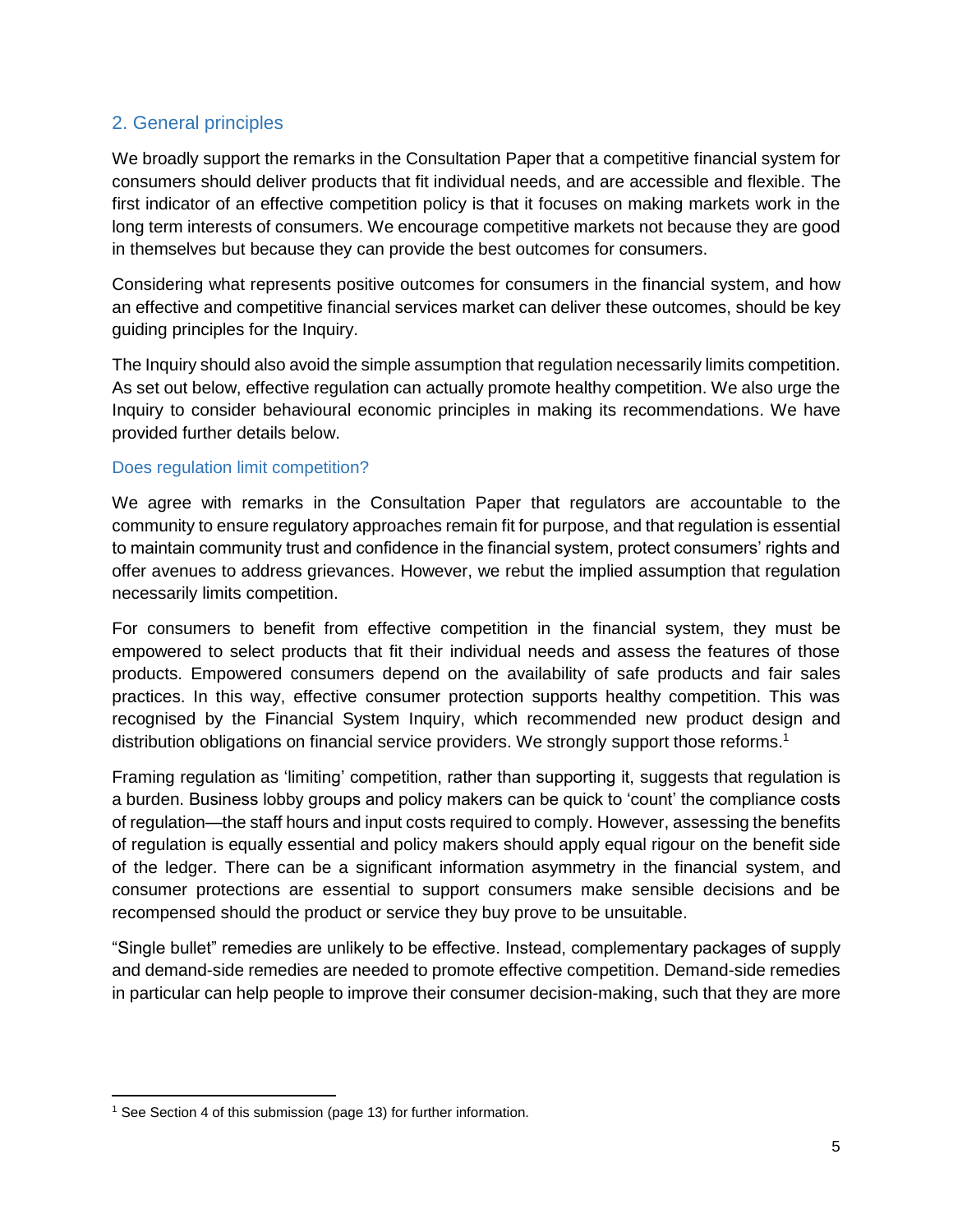## 2. General principles

We broadly support the remarks in the Consultation Paper that a competitive financial system for consumers should deliver products that fit individual needs, and are accessible and flexible. The first indicator of an effective competition policy is that it focuses on making markets work in the long term interests of consumers. We encourage competitive markets not because they are good in themselves but because they can provide the best outcomes for consumers.

Considering what represents positive outcomes for consumers in the financial system, and how an effective and competitive financial services market can deliver these outcomes, should be key guiding principles for the Inquiry.

The Inquiry should also avoid the simple assumption that regulation necessarily limits competition. As set out below, effective regulation can actually promote healthy competition. We also urge the Inquiry to consider behavioural economic principles in making its recommendations. We have provided further details below.

### Does regulation limit competition?

We agree with remarks in the Consultation Paper that regulators are accountable to the community to ensure regulatory approaches remain fit for purpose, and that regulation is essential to maintain community trust and confidence in the financial system, protect consumers' rights and offer avenues to address grievances. However, we rebut the implied assumption that regulation necessarily limits competition.

For consumers to benefit from effective competition in the financial system, they must be empowered to select products that fit their individual needs and assess the features of those products. Empowered consumers depend on the availability of safe products and fair sales practices. In this way, effective consumer protection supports healthy competition. This was recognised by the Financial System Inquiry, which recommended new product design and distribution obligations on financial service providers. We strongly support those reforms.[1]

Framing regulation as 'limiting' competition, rather than supporting it, suggests that regulation is a burden. Business lobby groups and policy makers can be quick to 'count' the compliance costs of regulation—the staff hours and input costs required to comply. However, assessing the benefits of regulation is equally essential and policy makers should apply equal rigour on the benefit side of the ledger. There can be a significant information asymmetry in the financial system, and consumer protections are essential to support consumers make sensible decisions and be recompensed should the product or service they buy prove to be unsuitable.

"Single bullet" remedies are unlikely to be effective. Instead, complementary packages of supply and demand-side remedies are needed to promote effective competition. Demand-side remedies in particular can help people to improve their consumer decision-making, such that they are more

[1] See Section 4 of this submission (page 13) for further information.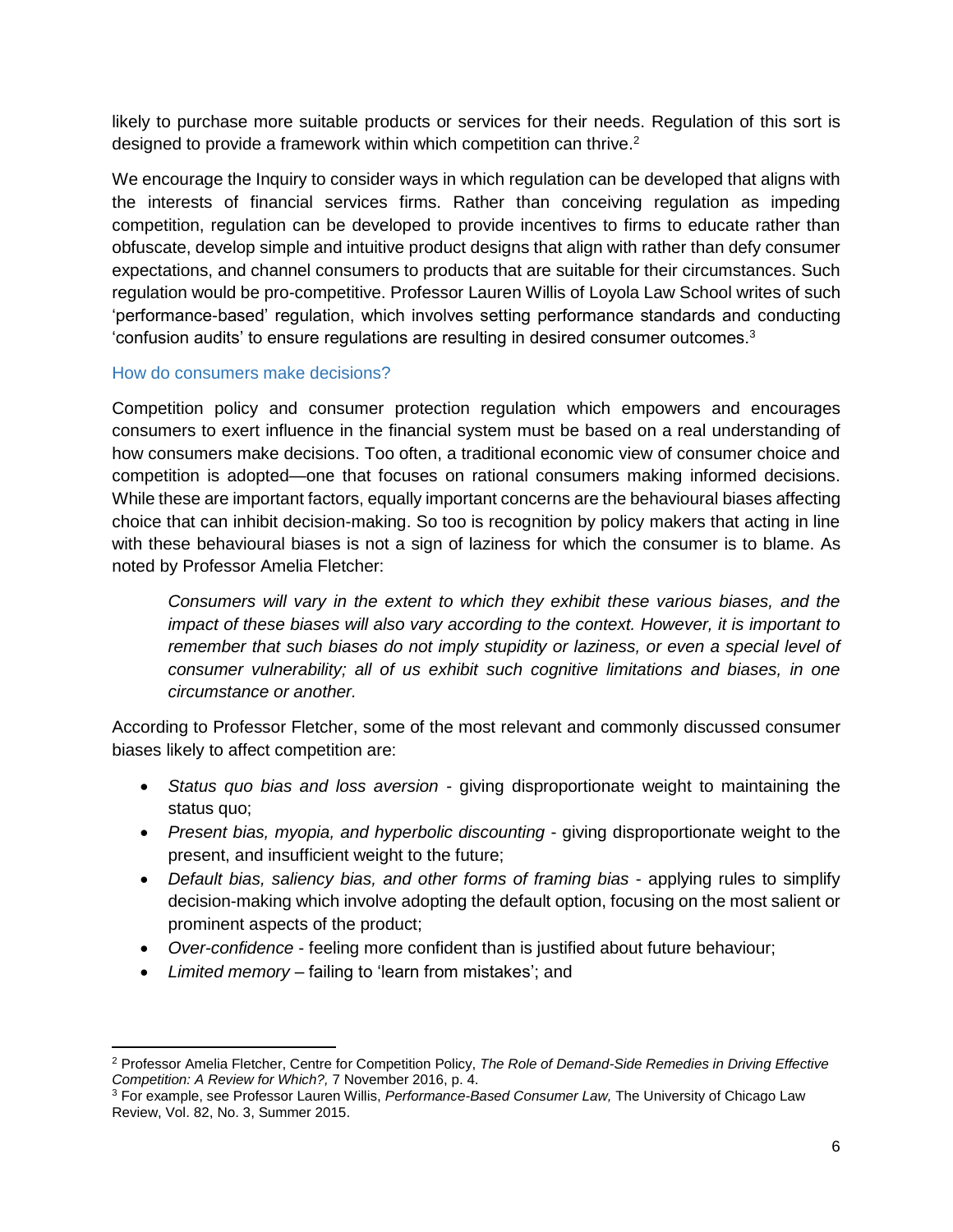likely to purchase more suitable products or services for their needs. Regulation of this sort is designed to provide a framework within which competition can thrive.[2]

We encourage the Inquiry to consider ways in which regulation can be developed that aligns with the interests of financial services firms. Rather than conceiving regulation as impeding competition, regulation can be developed to provide incentives to firms to educate rather than obfuscate, develop simple and intuitive product designs that align with rather than defy consumer expectations, and channel consumers to products that are suitable for their circumstances. Such regulation would be pro-competitive. Professor Lauren Willis of Loyola Law School writes of such 'performance-based' regulation, which involves setting performance standards and conducting 'confusion audits' to ensure regulations are resulting in desired consumer outcomes.[3]

### How do consumers make decisions?

Competition policy and consumer protection regulation which empowers and encourages consumers to exert influence in the financial system must be based on a real understanding of how consumers make decisions. Too often, a traditional economic view of consumer choice and competition is adopted—one that focuses on rational consumers making informed decisions. While these are important factors, equally important concerns are the behavioural biases affecting choice that can inhibit decision-making. So too is recognition by policy makers that acting in line with these behavioural biases is not a sign of laziness for which the consumer is to blame. As noted by Professor Amelia Fletcher:

> *Consumers will vary in the extent to which they exhibit these various biases, and the impact of these biases will also vary according to the context. However, it is important to remember that such biases do not imply stupidity or laziness, or even a special level of consumer vulnerability; all of us exhibit such cognitive limitations and biases, in one circumstance or another.*

According to Professor Fletcher, some of the most relevant and commonly discussed consumer biases likely to affect competition are:

- *Status quo bias and loss aversion* - giving disproportionate weight to maintaining the status quo;
- *Present bias, myopia, and hyperbolic discounting* - giving disproportionate weight to the present, and insufficient weight to the future;
- *Default bias, saliency bias, and other forms of framing bias* - applying rules to simplify decision-making which involve adopting the default option, focusing on the most salient or prominent aspects of the product;
- *Over-confidence* - feeling more confident than is justified about future behaviour;
- *Limited memory* – failing to 'learn from mistakes'; and

---

[2] Professor Amelia Fletcher, Centre for Competition Policy, *The Role of Demand-Side Remedies in Driving Effective Competition: A Review for Which?,* 7 November 2016, p. 4.

[3] For example, see Professor Lauren Willis, *Performance-Based Consumer Law,* The University of Chicago Law Review, Vol. 82, No. 3, Summer 2015.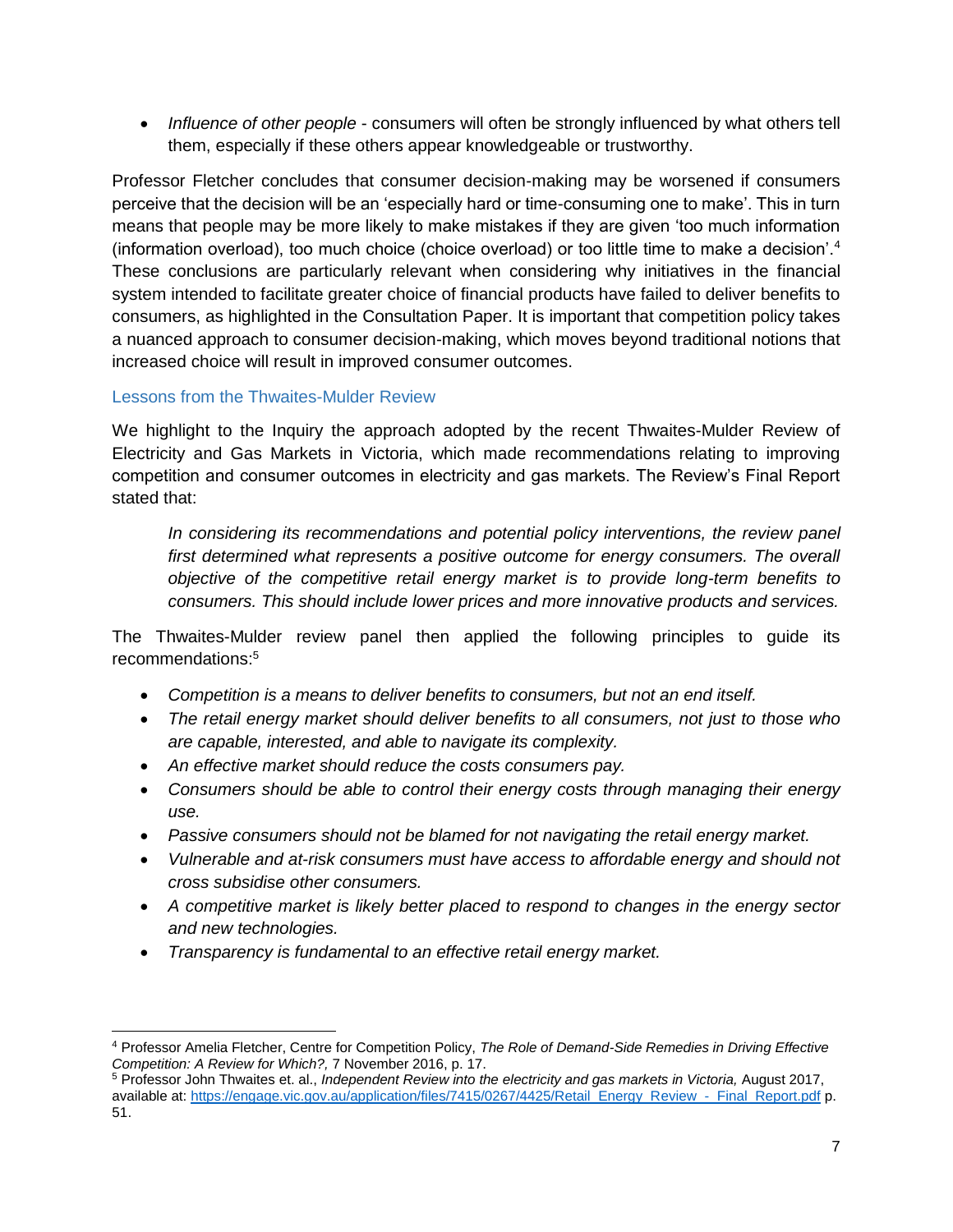- *Influence of other people* - consumers will often be strongly influenced by what others tell them, especially if these others appear knowledgeable or trustworthy.

Professor Fletcher concludes that consumer decision-making may be worsened if consumers perceive that the decision will be an 'especially hard or time-consuming one to make'. This in turn means that people may be more likely to make mistakes if they are given 'too much information (information overload), too much choice (choice overload) or too little time to make a decision'.[4] These conclusions are particularly relevant when considering why initiatives in the financial system intended to facilitate greater choice of financial products have failed to deliver benefits to consumers, as highlighted in the Consultation Paper. It is important that competition policy takes a nuanced approach to consumer decision-making, which moves beyond traditional notions that increased choice will result in improved consumer outcomes.

## Lessons from the Thwaites-Mulder Review

We highlight to the Inquiry the approach adopted by the recent Thwaites-Mulder Review of Electricity and Gas Markets in Victoria, which made recommendations relating to improving competition and consumer outcomes in electricity and gas markets. The Review's Final Report stated that:

> *In considering its recommendations and potential policy interventions, the review panel first determined what represents a positive outcome for energy consumers. The overall objective of the competitive retail energy market is to provide long-term benefits to consumers. This should include lower prices and more innovative products and services.*

The Thwaites-Mulder review panel then applied the following principles to guide its recommendations:[5]

- *Competition is a means to deliver benefits to consumers, but not an end itself.*
- *The retail energy market should deliver benefits to all consumers, not just to those who are capable, interested, and able to navigate its complexity.*
- *An effective market should reduce the costs consumers pay.*
- *Consumers should be able to control their energy costs through managing their energy use.*
- *Passive consumers should not be blamed for not navigating the retail energy market.*
- *Vulnerable and at-risk consumers must have access to affordable energy and should not cross subsidise other consumers.*
- *A competitive market is likely better placed to respond to changes in the energy sector and new technologies.*
- *Transparency is fundamental to an effective retail energy market.*

---

[4] Professor Amelia Fletcher, Centre for Competition Policy, *The Role of Demand-Side Remedies in Driving Effective Competition: A Review for Which?,* 7 November 2016, p. 17.

[5] Professor John Thwaites et. al., *Independent Review into the electricity and gas markets in Victoria,* August 2017, available at: https://engage.vic.gov.au/application/files/7415/0267/4425/Retail_Energy_Review_-_Final_Report.pdf p. 51.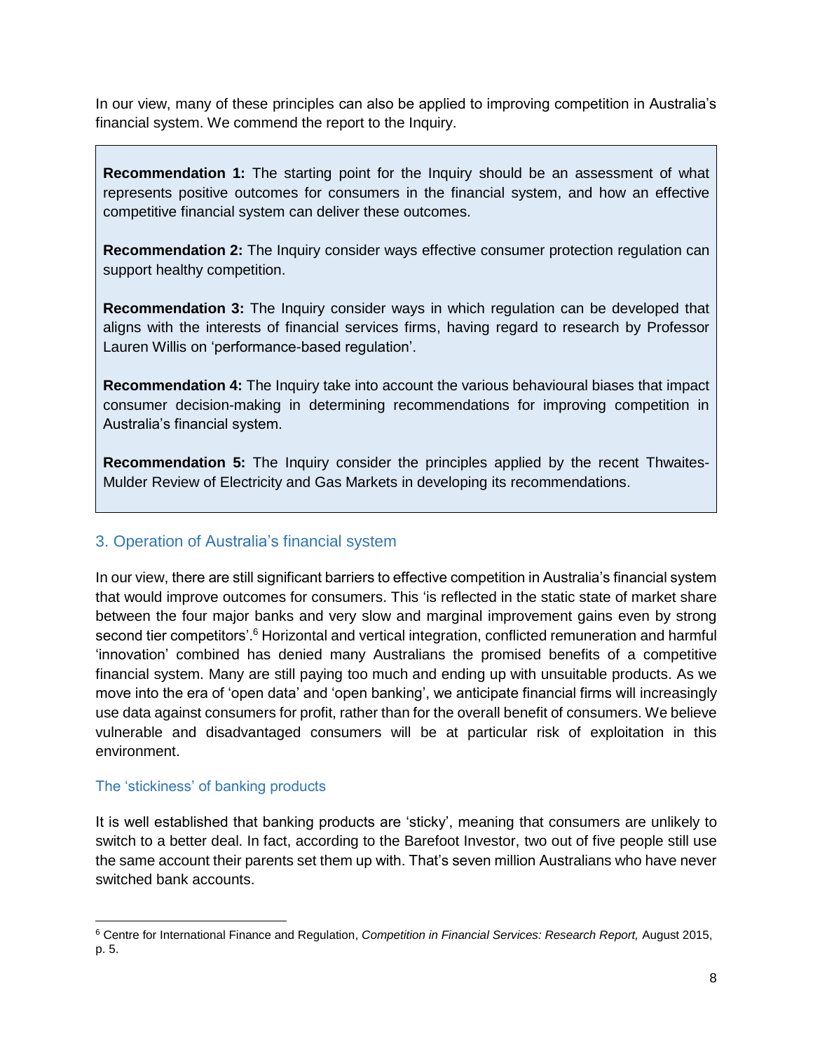In our view, many of these principles can also be applied to improving competition in Australia's financial system. We commend the report to the Inquiry.

> **Recommendation 1:** The starting point for the Inquiry should be an assessment of what represents positive outcomes for consumers in the financial system, and how an effective competitive financial system can deliver these outcomes.
>
> **Recommendation 2:** The Inquiry consider ways effective consumer protection regulation can support healthy competition.
>
> **Recommendation 3:** The Inquiry consider ways in which regulation can be developed that aligns with the interests of financial services firms, having regard to research by Professor Lauren Willis on 'performance-based regulation'.
>
> **Recommendation 4:** The Inquiry take into account the various behavioural biases that impact consumer decision-making in determining recommendations for improving competition in Australia's financial system.
>
> **Recommendation 5:** The Inquiry consider the principles applied by the recent Thwaites-Mulder Review of Electricity and Gas Markets in developing its recommendations.

## 3. Operation of Australia's financial system

In our view, there are still significant barriers to effective competition in Australia's financial system that would improve outcomes for consumers. This 'is reflected in the static state of market share between the four major banks and very slow and marginal improvement gains even by strong second tier competitors'.[6] Horizontal and vertical integration, conflicted remuneration and harmful 'innovation' combined has denied many Australians the promised benefits of a competitive financial system. Many are still paying too much and ending up with unsuitable products. As we move into the era of 'open data' and 'open banking', we anticipate financial firms will increasingly use data against consumers for profit, rather than for the overall benefit of consumers. We believe vulnerable and disadvantaged consumers will be at particular risk of exploitation in this environment.

### The 'stickiness' of banking products

It is well established that banking products are 'sticky', meaning that consumers are unlikely to switch to a better deal. In fact, according to the Barefoot Investor, two out of five people still use the same account their parents set them up with. That's seven million Australians who have never switched bank accounts.

[6] Centre for International Finance and Regulation, *Competition in Financial Services: Research Report,* August 2015, p. 5.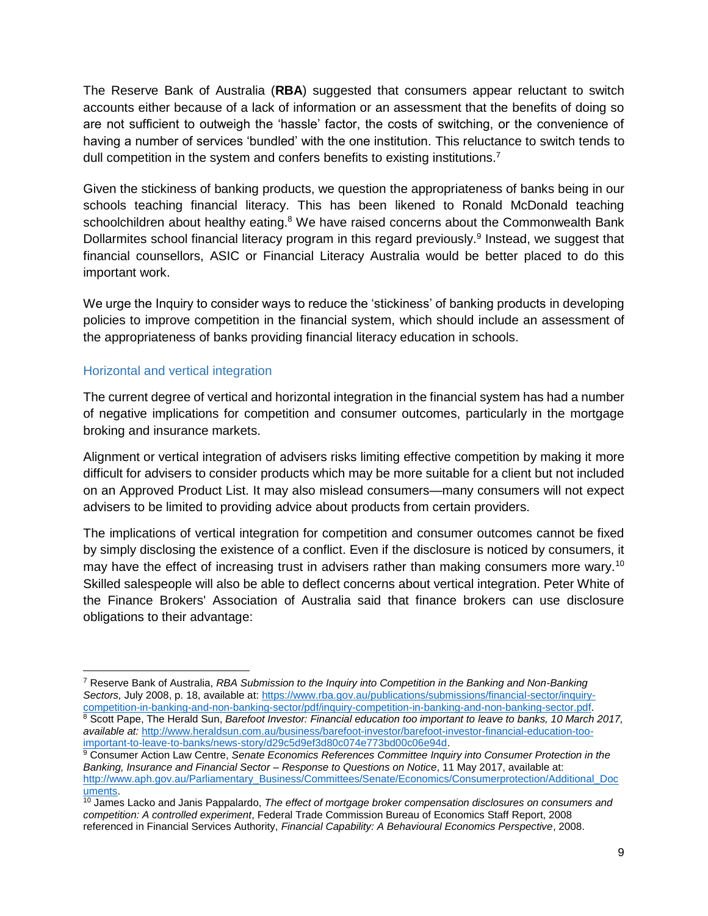The Reserve Bank of Australia (**RBA**) suggested that consumers appear reluctant to switch accounts either because of a lack of information or an assessment that the benefits of doing so are not sufficient to outweigh the 'hassle' factor, the costs of switching, or the convenience of having a number of services 'bundled' with the one institution. This reluctance to switch tends to dull competition in the system and confers benefits to existing institutions.[7]

Given the stickiness of banking products, we question the appropriateness of banks being in our schools teaching financial literacy. This has been likened to Ronald McDonald teaching schoolchildren about healthy eating.[8] We have raised concerns about the Commonwealth Bank Dollarmites school financial literacy program in this regard previously.[9] Instead, we suggest that financial counsellors, ASIC or Financial Literacy Australia would be better placed to do this important work.

We urge the Inquiry to consider ways to reduce the 'stickiness' of banking products in developing policies to improve competition in the financial system, which should include an assessment of the appropriateness of banks providing financial literacy education in schools.

### Horizontal and vertical integration

The current degree of vertical and horizontal integration in the financial system has had a number of negative implications for competition and consumer outcomes, particularly in the mortgage broking and insurance markets.

Alignment or vertical integration of advisers risks limiting effective competition by making it more difficult for advisers to consider products which may be more suitable for a client but not included on an Approved Product List. It may also mislead consumers—many consumers will not expect advisers to be limited to providing advice about products from certain providers.

The implications of vertical integration for competition and consumer outcomes cannot be fixed by simply disclosing the existence of a conflict. Even if the disclosure is noticed by consumers, it may have the effect of increasing trust in advisers rather than making consumers more wary.[10] Skilled salespeople will also be able to deflect concerns about vertical integration. Peter White of the Finance Brokers' Association of Australia said that finance brokers can use disclosure obligations to their advantage:

---

[7] Reserve Bank of Australia, *RBA Submission to the Inquiry into Competition in the Banking and Non-Banking Sectors,* July 2008, p. 18, available at: https://www.rba.gov.au/publications/submissions/financial-sector/inquiry-competition-in-banking-and-non-banking-sector/pdf/inquiry-competition-in-banking-and-non-banking-sector.pdf.

[8] Scott Pape, The Herald Sun, *Barefoot Investor: Financial education too important to leave to banks, 10 March 2017, available at:* http://www.heraldsun.com.au/business/barefoot-investor/barefoot-investor-financial-education-too-important-to-leave-to-banks/news-story/d29c5d9ef3d80c074e773bd00c06e94d.

[9] Consumer Action Law Centre, *Senate Economics References Committee Inquiry into Consumer Protection in the Banking, Insurance and Financial Sector – Response to Questions on Notice*, 11 May 2017, available at: http://www.aph.gov.au/Parliamentary_Business/Committees/Senate/Economics/Consumerprotection/Additional_Documents.

[10] James Lacko and Janis Pappalardo, *The effect of mortgage broker compensation disclosures on consumers and competition: A controlled experiment*, Federal Trade Commission Bureau of Economics Staff Report, 2008 referenced in Financial Services Authority, *Financial Capability: A Behavioural Economics Perspective*, 2008.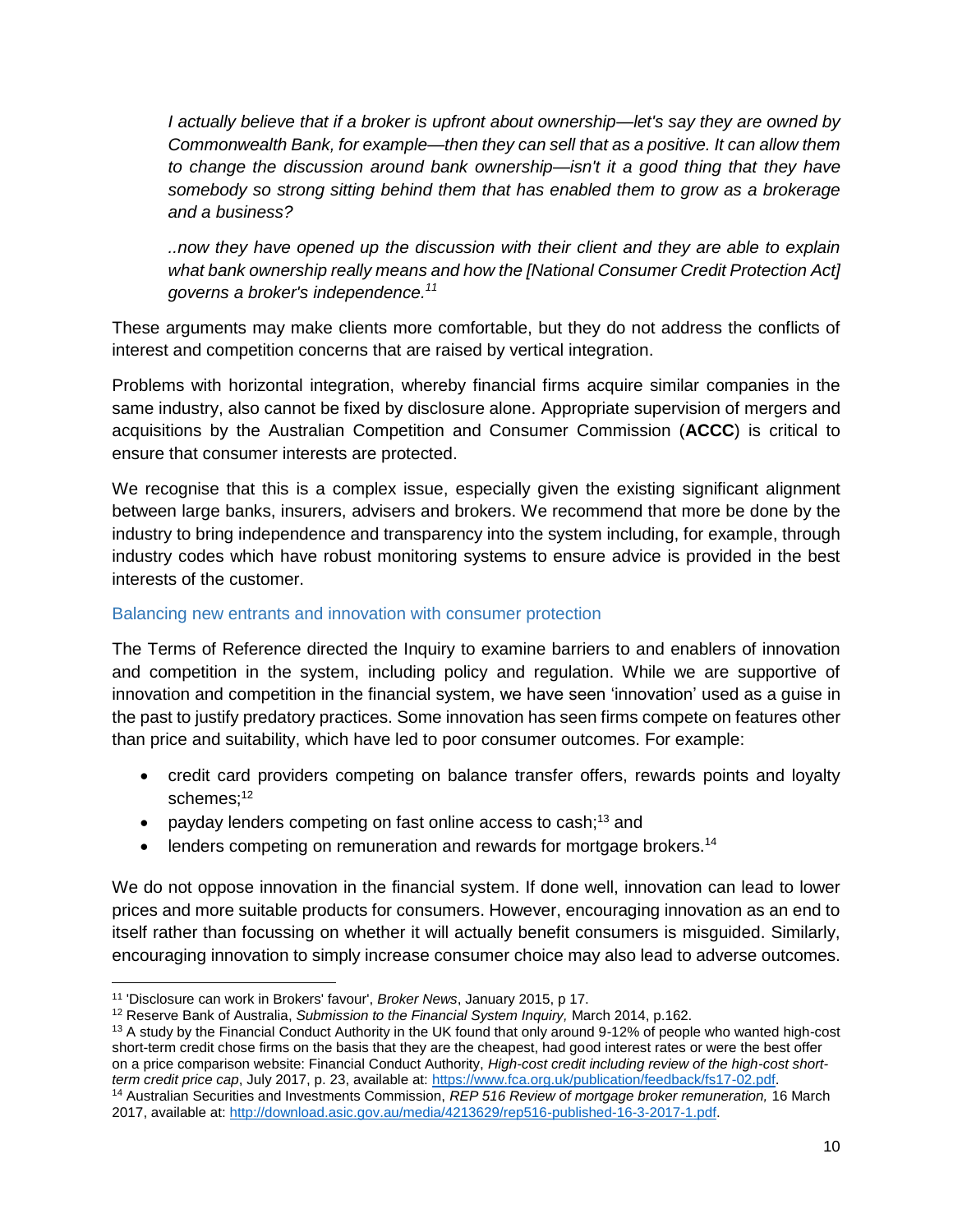*I actually believe that if a broker is upfront about ownership—let's say they are owned by Commonwealth Bank, for example—then they can sell that as a positive. It can allow them to change the discussion around bank ownership—isn't it a good thing that they have somebody so strong sitting behind them that has enabled them to grow as a brokerage and a business?*

*..now they have opened up the discussion with their client and they are able to explain what bank ownership really means and how the [National Consumer Credit Protection Act] governs a broker's independence.*[11]

These arguments may make clients more comfortable, but they do not address the conflicts of interest and competition concerns that are raised by vertical integration.

Problems with horizontal integration, whereby financial firms acquire similar companies in the same industry, also cannot be fixed by disclosure alone. Appropriate supervision of mergers and acquisitions by the Australian Competition and Consumer Commission (**ACCC**) is critical to ensure that consumer interests are protected.

We recognise that this is a complex issue, especially given the existing significant alignment between large banks, insurers, advisers and brokers. We recommend that more be done by the industry to bring independence and transparency into the system including, for example, through industry codes which have robust monitoring systems to ensure advice is provided in the best interests of the customer.

### Balancing new entrants and innovation with consumer protection

The Terms of Reference directed the Inquiry to examine barriers to and enablers of innovation and competition in the system, including policy and regulation. While we are supportive of innovation and competition in the financial system, we have seen 'innovation' used as a guise in the past to justify predatory practices. Some innovation has seen firms compete on features other than price and suitability, which have led to poor consumer outcomes. For example:

- credit card providers competing on balance transfer offers, rewards points and loyalty schemes;[12]
- payday lenders competing on fast online access to cash;[13] and
- lenders competing on remuneration and rewards for mortgage brokers.[14]

We do not oppose innovation in the financial system. If done well, innovation can lead to lower prices and more suitable products for consumers. However, encouraging innovation as an end to itself rather than focussing on whether it will actually benefit consumers is misguided. Similarly, encouraging innovation to simply increase consumer choice may also lead to adverse outcomes.

---

[11] 'Disclosure can work in Brokers' favour', *Broker News*, January 2015, p 17.

[12] Reserve Bank of Australia, *Submission to the Financial System Inquiry,* March 2014, p.162.

[13] A study by the Financial Conduct Authority in the UK found that only around 9-12% of people who wanted high-cost short-term credit chose firms on the basis that they are the cheapest, had good interest rates or were the best offer on a price comparison website: Financial Conduct Authority, *High-cost credit including review of the high-cost short-term credit price cap*, July 2017, p. 23, available at: https://www.fca.org.uk/publication/feedback/fs17-02.pdf.

[14] Australian Securities and Investments Commission, *REP 516 Review of mortgage broker remuneration,* 16 March 2017, available at: http://download.asic.gov.au/media/4213629/rep516-published-16-3-2017-1.pdf.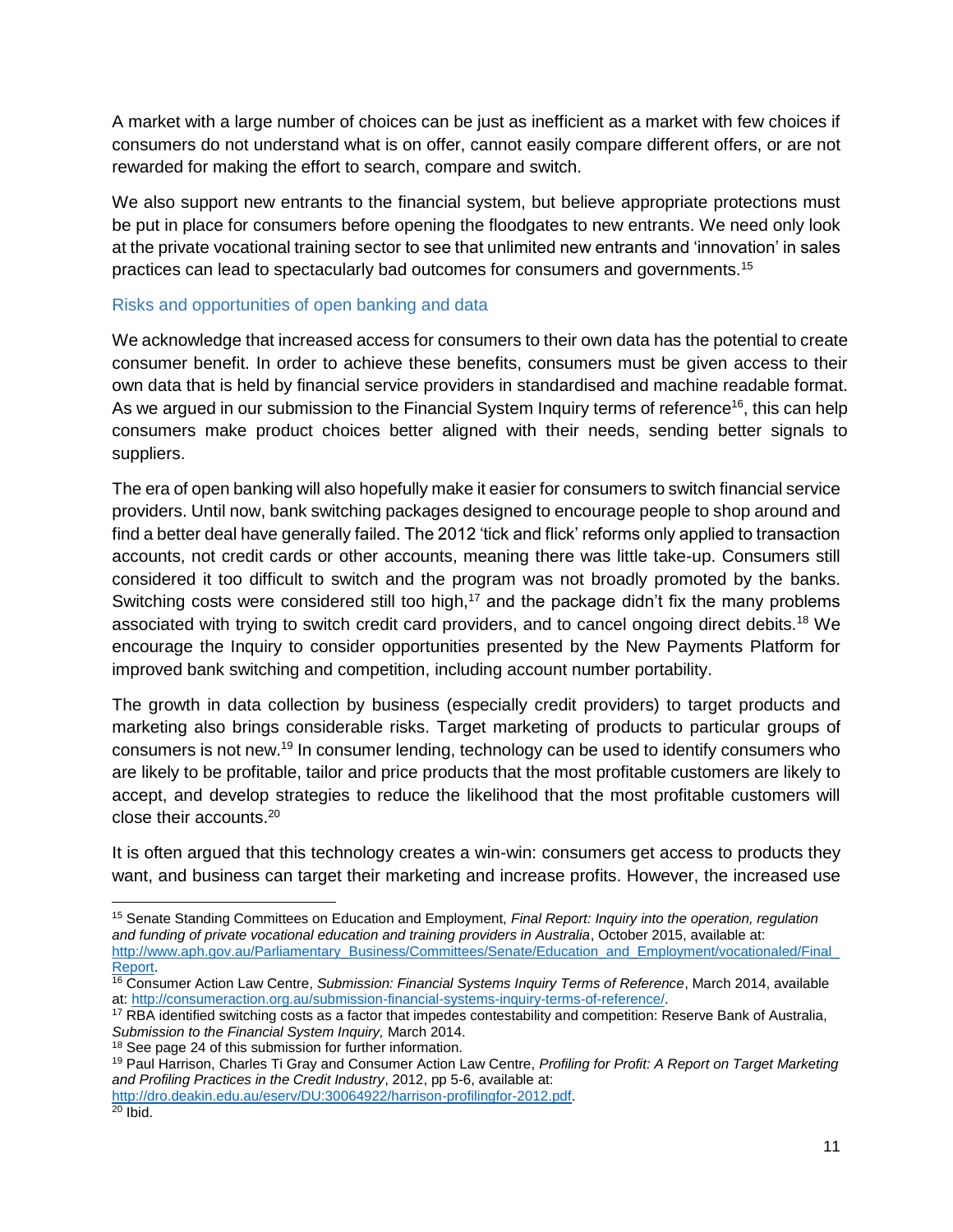A market with a large number of choices can be just as inefficient as a market with few choices if consumers do not understand what is on offer, cannot easily compare different offers, or are not rewarded for making the effort to search, compare and switch.

We also support new entrants to the financial system, but believe appropriate protections must be put in place for consumers before opening the floodgates to new entrants. We need only look at the private vocational training sector to see that unlimited new entrants and 'innovation' in sales practices can lead to spectacularly bad outcomes for consumers and governments.[15]

### Risks and opportunities of open banking and data

We acknowledge that increased access for consumers to their own data has the potential to create consumer benefit. In order to achieve these benefits, consumers must be given access to their own data that is held by financial service providers in standardised and machine readable format. As we argued in our submission to the Financial System Inquiry terms of reference[16], this can help consumers make product choices better aligned with their needs, sending better signals to suppliers.

The era of open banking will also hopefully make it easier for consumers to switch financial service providers. Until now, bank switching packages designed to encourage people to shop around and find a better deal have generally failed. The 2012 'tick and flick' reforms only applied to transaction accounts, not credit cards or other accounts, meaning there was little take-up. Consumers still considered it too difficult to switch and the program was not broadly promoted by the banks. Switching costs were considered still too high,[17] and the package didn't fix the many problems associated with trying to switch credit card providers, and to cancel ongoing direct debits.[18] We encourage the Inquiry to consider opportunities presented by the New Payments Platform for improved bank switching and competition, including account number portability.

The growth in data collection by business (especially credit providers) to target products and marketing also brings considerable risks. Target marketing of products to particular groups of consumers is not new.[19] In consumer lending, technology can be used to identify consumers who are likely to be profitable, tailor and price products that the most profitable customers are likely to accept, and develop strategies to reduce the likelihood that the most profitable customers will close their accounts.[20]

It is often argued that this technology creates a win-win: consumers get access to products they want, and business can target their marketing and increase profits. However, the increased use

---

[15] Senate Standing Committees on Education and Employment, *Final Report: Inquiry into the operation, regulation and funding of private vocational education and training providers in Australia*, October 2015, available at: http://www.aph.gov.au/Parliamentary_Business/Committees/Senate/Education_and_Employment/vocationaled/Final_Report.

[16] Consumer Action Law Centre, *Submission: Financial Systems Inquiry Terms of Reference*, March 2014, available at: http://consumeraction.org.au/submission-financial-systems-inquiry-terms-of-reference/.

[17] RBA identified switching costs as a factor that impedes contestability and competition: Reserve Bank of Australia, *Submission to the Financial System Inquiry,* March 2014.

[18] See page 24 of this submission for further information.

[19] Paul Harrison, Charles Ti Gray and Consumer Action Law Centre, *Profiling for Profit: A Report on Target Marketing and Profiling Practices in the Credit Industry*, 2012, pp 5-6, available at: http://dro.deakin.edu.au/eserv/DU:30064922/harrison-profilingfor-2012.pdf.

[20] Ibid.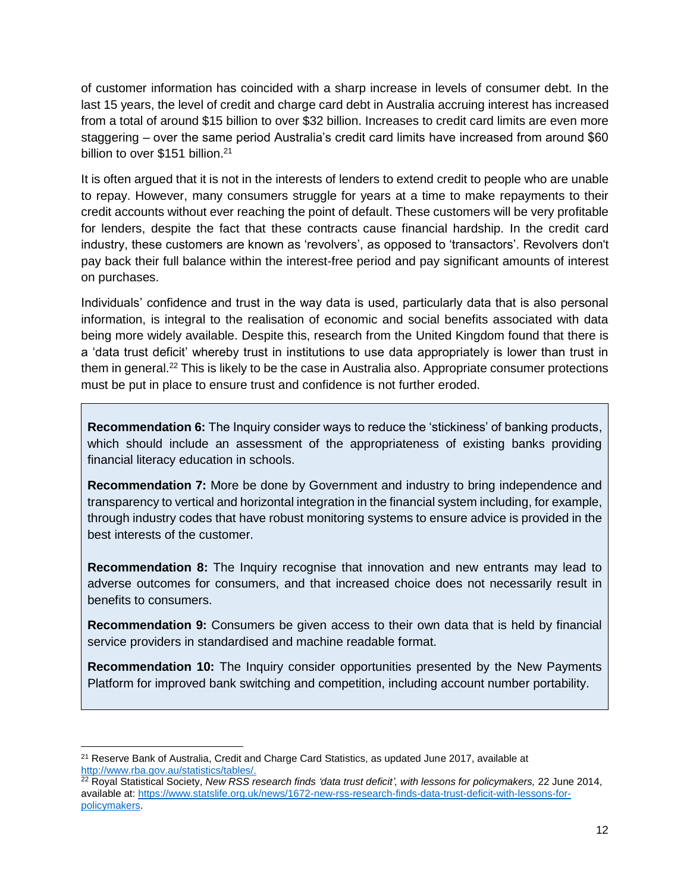of customer information has coincided with a sharp increase in levels of consumer debt. In the last 15 years, the level of credit and charge card debt in Australia accruing interest has increased from a total of around $15 billion to over $32 billion. Increases to credit card limits are even more staggering – over the same period Australia's credit card limits have increased from around $60 billion to over $151 billion.[21]

It is often argued that it is not in the interests of lenders to extend credit to people who are unable to repay. However, many consumers struggle for years at a time to make repayments to their credit accounts without ever reaching the point of default. These customers will be very profitable for lenders, despite the fact that these contracts cause financial hardship. In the credit card industry, these customers are known as 'revolvers', as opposed to 'transactors'. Revolvers don't pay back their full balance within the interest-free period and pay significant amounts of interest on purchases.

Individuals' confidence and trust in the way data is used, particularly data that is also personal information, is integral to the realisation of economic and social benefits associated with data being more widely available. Despite this, research from the United Kingdom found that there is a 'data trust deficit' whereby trust in institutions to use data appropriately is lower than trust in them in general.[22] This is likely to be the case in Australia also. Appropriate consumer protections must be put in place to ensure trust and confidence is not further eroded.

> **Recommendation 6:** The Inquiry consider ways to reduce the 'stickiness' of banking products, which should include an assessment of the appropriateness of existing banks providing financial literacy education in schools.
>
> **Recommendation 7:** More be done by Government and industry to bring independence and transparency to vertical and horizontal integration in the financial system including, for example, through industry codes that have robust monitoring systems to ensure advice is provided in the best interests of the customer.
>
> **Recommendation 8:** The Inquiry recognise that innovation and new entrants may lead to adverse outcomes for consumers, and that increased choice does not necessarily result in benefits to consumers.
>
> **Recommendation 9:** Consumers be given access to their own data that is held by financial service providers in standardised and machine readable format.
>
> **Recommendation 10:** The Inquiry consider opportunities presented by the New Payments Platform for improved bank switching and competition, including account number portability.

---

[21] Reserve Bank of Australia, Credit and Charge Card Statistics, as updated June 2017, available at http://www.rba.gov.au/statistics/tables/.

[22] Royal Statistical Society, *New RSS research finds 'data trust deficit', with lessons for policymakers,* 22 June 2014, available at: https://www.statslife.org.uk/news/1672-new-rss-research-finds-data-trust-deficit-with-lessons-for-policymakers.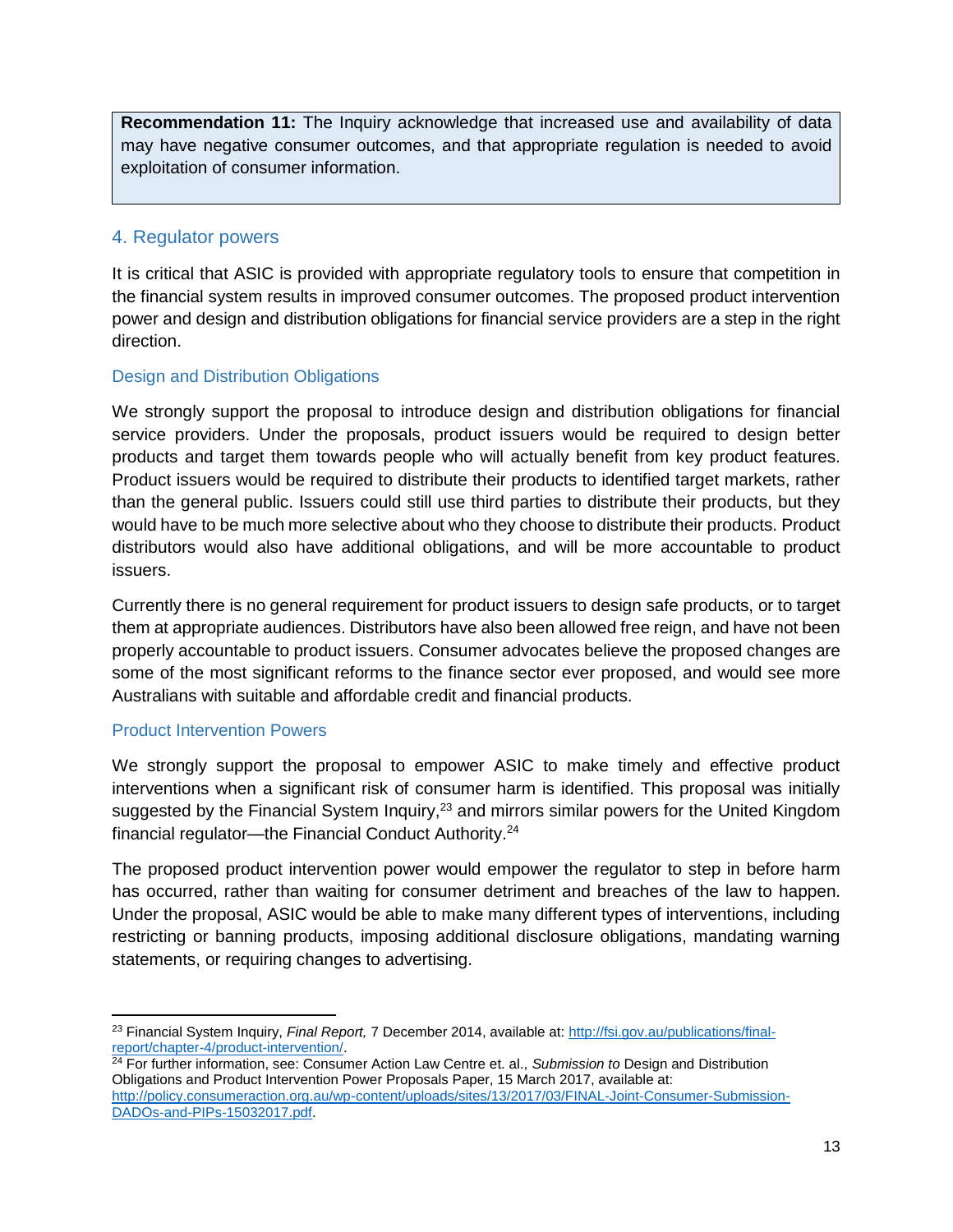> **Recommendation 11:** The Inquiry acknowledge that increased use and availability of data may have negative consumer outcomes, and that appropriate regulation is needed to avoid exploitation of consumer information.

## 4. Regulator powers

It is critical that ASIC is provided with appropriate regulatory tools to ensure that competition in the financial system results in improved consumer outcomes. The proposed product intervention power and design and distribution obligations for financial service providers are a step in the right direction.

### Design and Distribution Obligations

We strongly support the proposal to introduce design and distribution obligations for financial service providers. Under the proposals, product issuers would be required to design better products and target them towards people who will actually benefit from key product features. Product issuers would be required to distribute their products to identified target markets, rather than the general public. Issuers could still use third parties to distribute their products, but they would have to be much more selective about who they choose to distribute their products. Product distributors would also have additional obligations, and will be more accountable to product issuers.

Currently there is no general requirement for product issuers to design safe products, or to target them at appropriate audiences. Distributors have also been allowed free reign, and have not been properly accountable to product issuers. Consumer advocates believe the proposed changes are some of the most significant reforms to the finance sector ever proposed, and would see more Australians with suitable and affordable credit and financial products.

### Product Intervention Powers

We strongly support the proposal to empower ASIC to make timely and effective product interventions when a significant risk of consumer harm is identified. This proposal was initially suggested by the Financial System Inquiry,[23] and mirrors similar powers for the United Kingdom financial regulator—the Financial Conduct Authority.[24]

The proposed product intervention power would empower the regulator to step in before harm has occurred, rather than waiting for consumer detriment and breaches of the law to happen. Under the proposal, ASIC would be able to make many different types of interventions, including restricting or banning products, imposing additional disclosure obligations, mandating warning statements, or requiring changes to advertising.

---

[23] Financial System Inquiry, *Final Report,* 7 December 2014, available at: http://fsi.gov.au/publications/final-report/chapter-4/product-intervention/.

[24] For further information, see: Consumer Action Law Centre et. al., *Submission to* Design and Distribution Obligations and Product Intervention Power Proposals Paper, 15 March 2017, available at: http://policy.consumeraction.org.au/wp-content/uploads/sites/13/2017/03/FINAL-Joint-Consumer-Submission-DADOs-and-PIPs-15032017.pdf.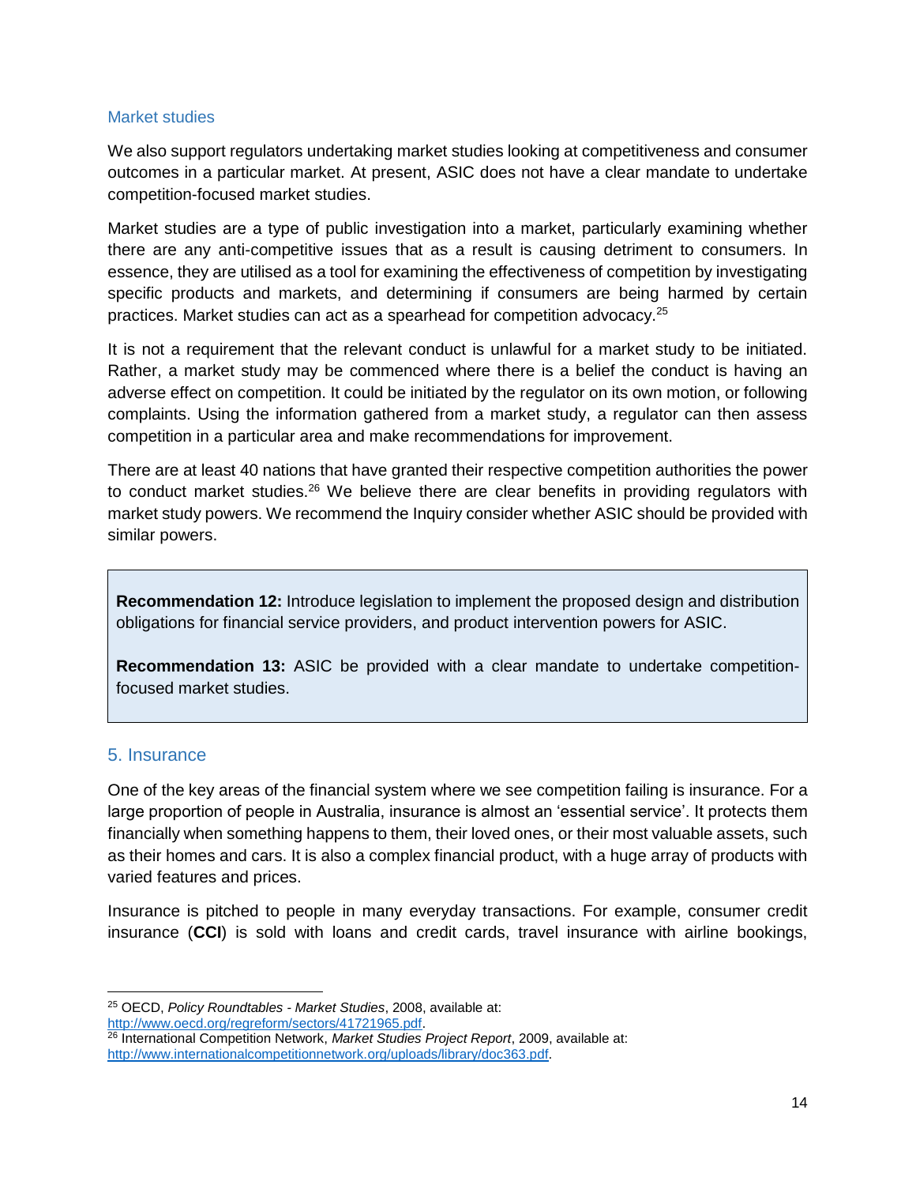### Market studies

We also support regulators undertaking market studies looking at competitiveness and consumer outcomes in a particular market. At present, ASIC does not have a clear mandate to undertake competition-focused market studies.

Market studies are a type of public investigation into a market, particularly examining whether there are any anti-competitive issues that as a result is causing detriment to consumers. In essence, they are utilised as a tool for examining the effectiveness of competition by investigating specific products and markets, and determining if consumers are being harmed by certain practices. Market studies can act as a spearhead for competition advocacy.[25]

It is not a requirement that the relevant conduct is unlawful for a market study to be initiated. Rather, a market study may be commenced where there is a belief the conduct is having an adverse effect on competition. It could be initiated by the regulator on its own motion, or following complaints. Using the information gathered from a market study, a regulator can then assess competition in a particular area and make recommendations for improvement.

There are at least 40 nations that have granted their respective competition authorities the power to conduct market studies.[26] We believe there are clear benefits in providing regulators with market study powers. We recommend the Inquiry consider whether ASIC should be provided with similar powers.

> **Recommendation 12:** Introduce legislation to implement the proposed design and distribution obligations for financial service providers, and product intervention powers for ASIC.
>
> **Recommendation 13:** ASIC be provided with a clear mandate to undertake competition-focused market studies.

## 5. Insurance

One of the key areas of the financial system where we see competition failing is insurance. For a large proportion of people in Australia, insurance is almost an 'essential service'. It protects them financially when something happens to them, their loved ones, or their most valuable assets, such as their homes and cars. It is also a complex financial product, with a huge array of products with varied features and prices.

Insurance is pitched to people in many everyday transactions. For example, consumer credit insurance (**CCI**) is sold with loans and credit cards, travel insurance with airline bookings,

---

[25] OECD, *Policy Roundtables - Market Studies*, 2008, available at: http://www.oecd.org/regreform/sectors/41721965.pdf.

[26] International Competition Network, *Market Studies Project Report*, 2009, available at: http://www.internationalcompetitionnetwork.org/uploads/library/doc363.pdf.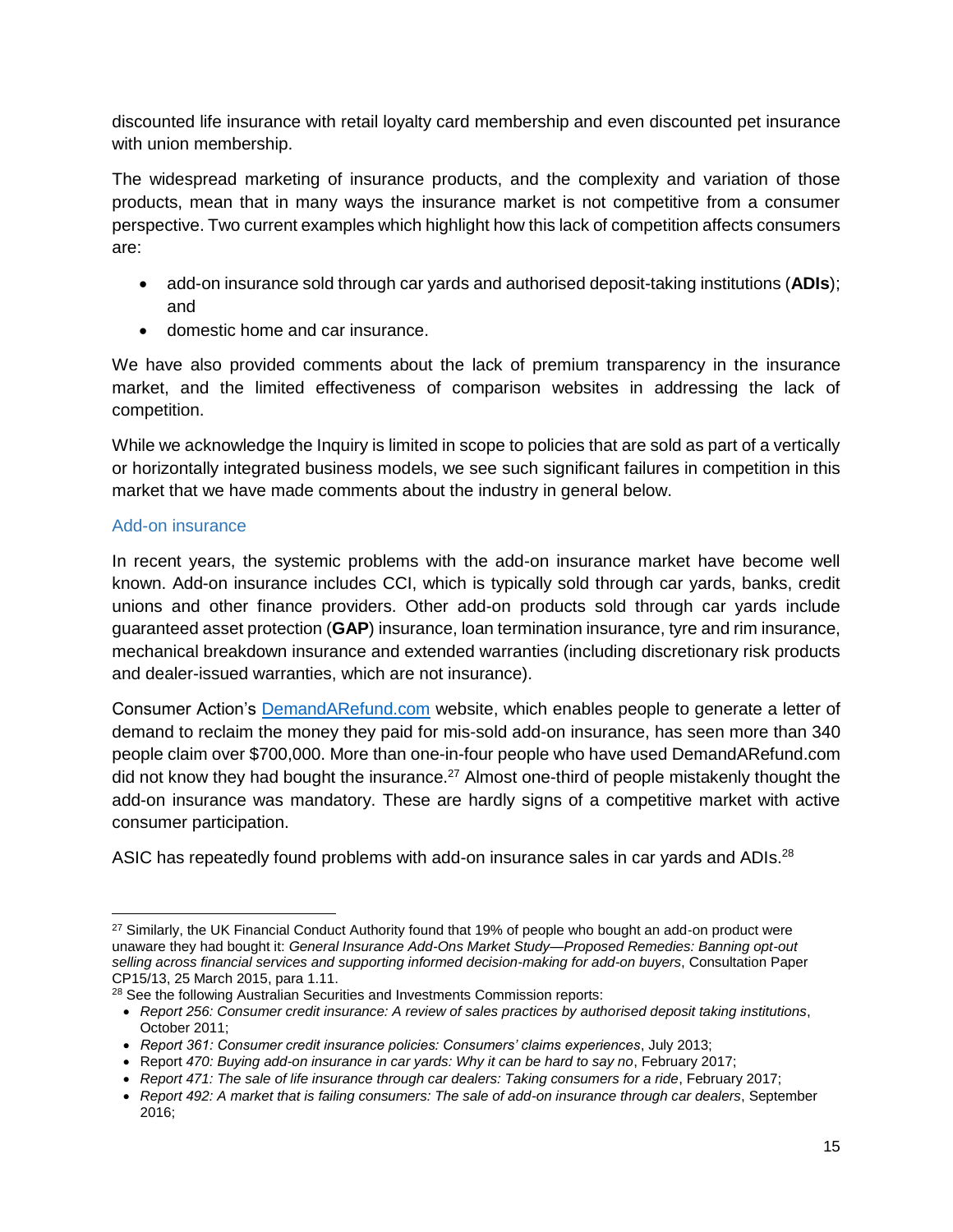discounted life insurance with retail loyalty card membership and even discounted pet insurance with union membership.

The widespread marketing of insurance products, and the complexity and variation of those products, mean that in many ways the insurance market is not competitive from a consumer perspective. Two current examples which highlight how this lack of competition affects consumers are:

- add-on insurance sold through car yards and authorised deposit-taking institutions (**ADIs**); and
- domestic home and car insurance.

We have also provided comments about the lack of premium transparency in the insurance market, and the limited effectiveness of comparison websites in addressing the lack of competition.

While we acknowledge the Inquiry is limited in scope to policies that are sold as part of a vertically or horizontally integrated business models, we see such significant failures in competition in this market that we have made comments about the industry in general below.

### Add-on insurance

In recent years, the systemic problems with the add-on insurance market have become well known. Add-on insurance includes CCI, which is typically sold through car yards, banks, credit unions and other finance providers. Other add-on products sold through car yards include guaranteed asset protection (**GAP**) insurance, loan termination insurance, tyre and rim insurance, mechanical breakdown insurance and extended warranties (including discretionary risk products and dealer-issued warranties, which are not insurance).

Consumer Action's DemandARefund.com website, which enables people to generate a letter of demand to reclaim the money they paid for mis-sold add-on insurance, has seen more than 340 people claim over $700,000. More than one-in-four people who have used DemandARefund.com did not know they had bought the insurance.[27] Almost one-third of people mistakenly thought the add-on insurance was mandatory. These are hardly signs of a competitive market with active consumer participation.

ASIC has repeatedly found problems with add-on insurance sales in car yards and ADIs.[28]

---

[27] Similarly, the UK Financial Conduct Authority found that 19% of people who bought an add-on product were unaware they had bought it: *General Insurance Add-Ons Market Study—Proposed Remedies: Banning opt-out selling across financial services and supporting informed decision-making for add-on buyers*, Consultation Paper CP15/13, 25 March 2015, para 1.11.

[28] See the following Australian Securities and Investments Commission reports:

- *Report 256: Consumer credit insurance: A review of sales practices by authorised deposit taking institutions*, October 2011;
- *Report 361: Consumer credit insurance policies: Consumers' claims experiences*, July 2013;
- Report *470: Buying add-on insurance in car yards: Why it can be hard to say no*, February 2017;
- *Report 471: The sale of life insurance through car dealers: Taking consumers for a ride*, February 2017;
- *Report 492: A market that is failing consumers: The sale of add-on insurance through car dealers*, September 2016;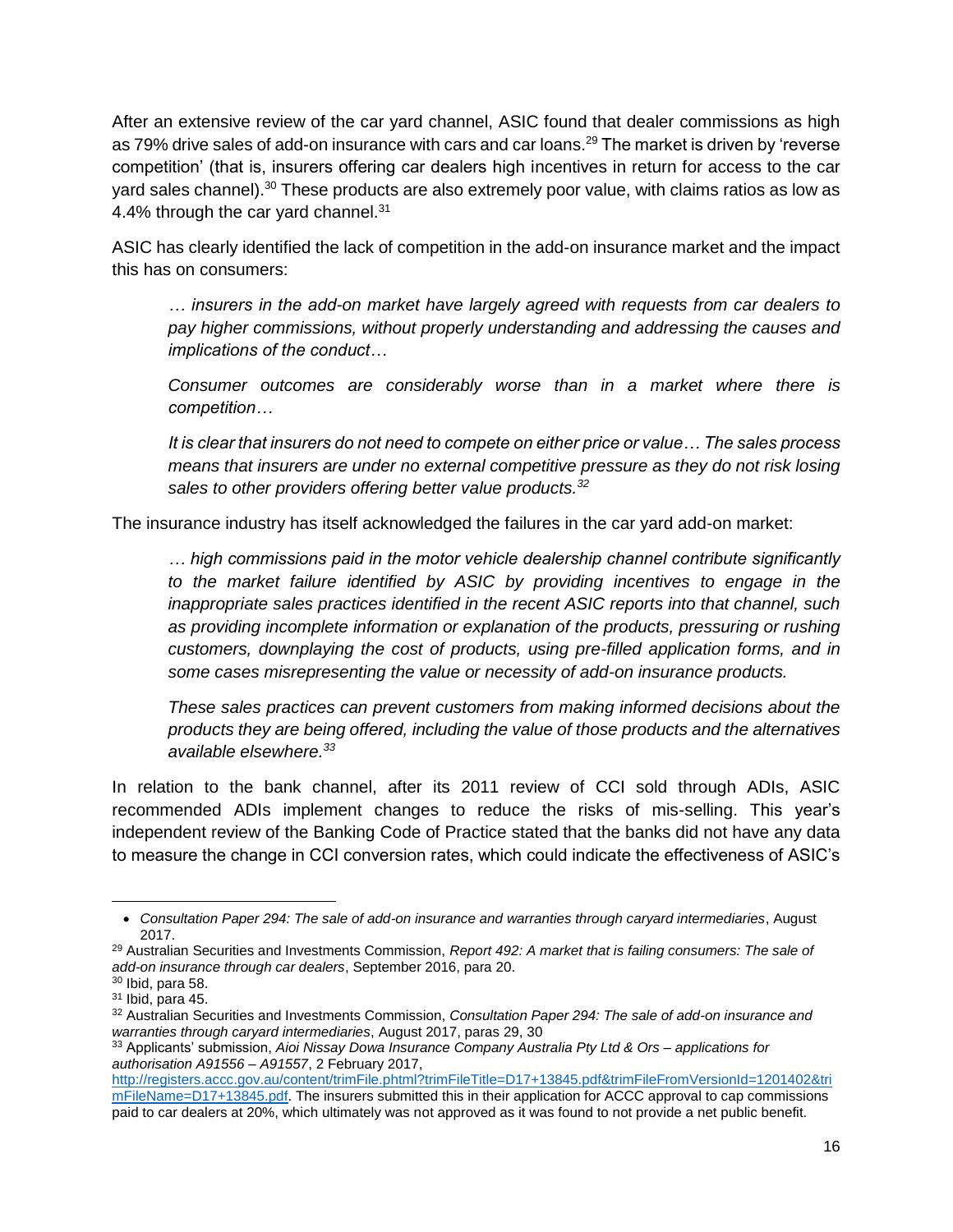After an extensive review of the car yard channel, ASIC found that dealer commissions as high as 79% drive sales of add-on insurance with cars and car loans.[29] The market is driven by 'reverse competition' (that is, insurers offering car dealers high incentives in return for access to the car yard sales channel).[30] These products are also extremely poor value, with claims ratios as low as 4.4% through the car yard channel.[31]

ASIC has clearly identified the lack of competition in the add-on insurance market and the impact this has on consumers:

> *… insurers in the add-on market have largely agreed with requests from car dealers to pay higher commissions, without properly understanding and addressing the causes and implications of the conduct…*
>
> *Consumer outcomes are considerably worse than in a market where there is competition…*
>
> *It is clear that insurers do not need to compete on either price or value… The sales process means that insurers are under no external competitive pressure as they do not risk losing sales to other providers offering better value products.*[32]

The insurance industry has itself acknowledged the failures in the car yard add-on market:

> *… high commissions paid in the motor vehicle dealership channel contribute significantly to the market failure identified by ASIC by providing incentives to engage in the inappropriate sales practices identified in the recent ASIC reports into that channel, such as providing incomplete information or explanation of the products, pressuring or rushing customers, downplaying the cost of products, using pre-filled application forms, and in some cases misrepresenting the value or necessity of add-on insurance products.*
>
> *These sales practices can prevent customers from making informed decisions about the products they are being offered, including the value of those products and the alternatives available elsewhere.*[33]

In relation to the bank channel, after its 2011 review of CCI sold through ADIs, ASIC recommended ADIs implement changes to reduce the risks of mis-selling. This year's independent review of the Banking Code of Practice stated that the banks did not have any data to measure the change in CCI conversion rates, which could indicate the effectiveness of ASIC's

---

- *Consultation Paper 294: The sale of add-on insurance and warranties through caryard intermediaries*, August 2017.

[29] Australian Securities and Investments Commission, *Report 492: A market that is failing consumers: The sale of add-on insurance through car dealers*, September 2016, para 20.

[30] Ibid, para 58.

[31] Ibid, para 45.

[32] Australian Securities and Investments Commission, *Consultation Paper 294: The sale of add-on insurance and warranties through caryard intermediaries*, August 2017, paras 29, 30

[33] Applicants' submission, *Aioi Nissay Dowa Insurance Company Australia Pty Ltd & Ors – applications for authorisation A91556 – A91557*, 2 February 2017, http://registers.accc.gov.au/content/trimFile.phtml?trimFileTitle=D17+13845.pdf&trimFileFromVersionId=1201402&trimFileName=D17+13845.pdf. The insurers submitted this in their application for ACCC approval to cap commissions paid to car dealers at 20%, which ultimately was not approved as it was found to not provide a net public benefit.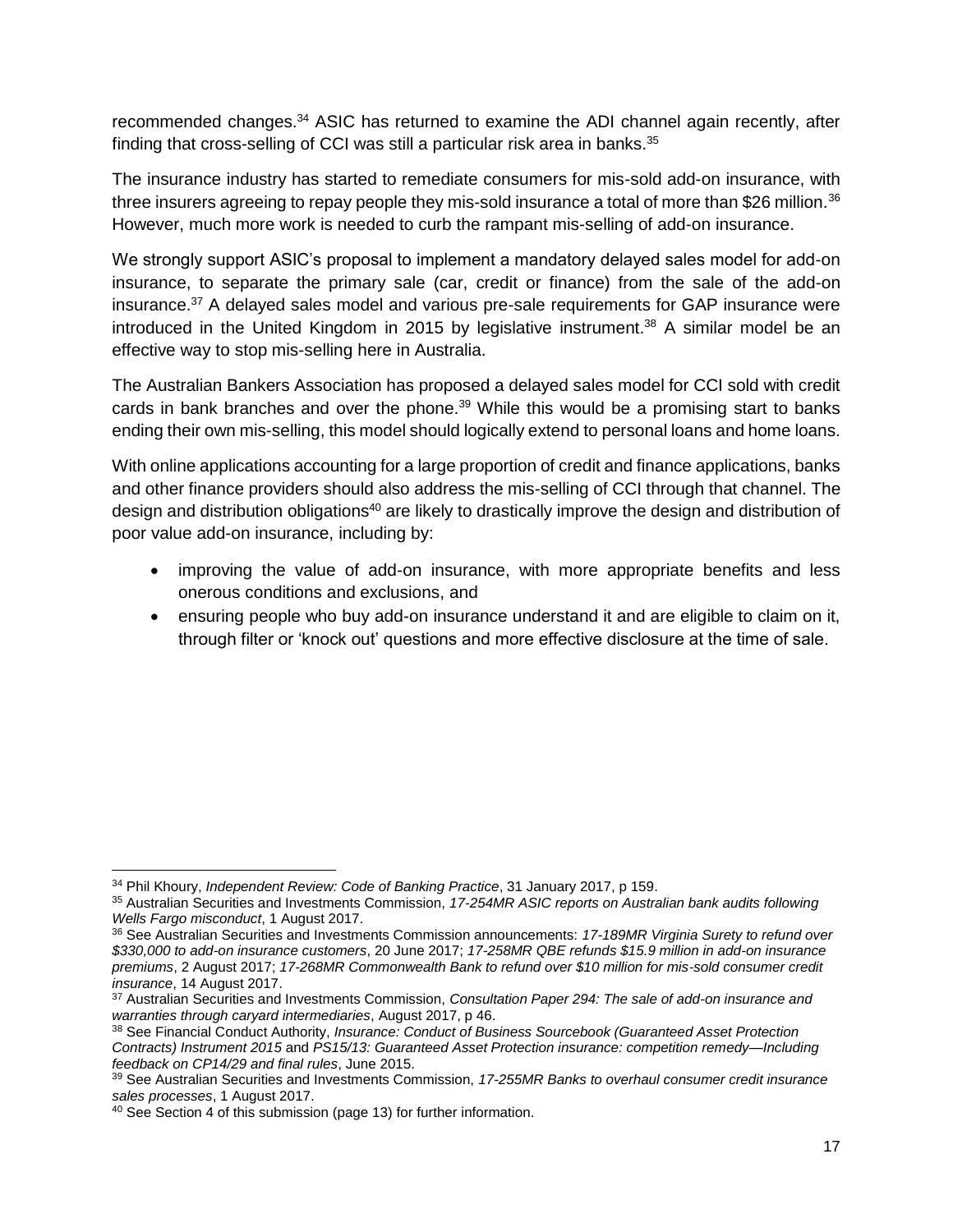recommended changes.[34] ASIC has returned to examine the ADI channel again recently, after finding that cross-selling of CCI was still a particular risk area in banks.[35]

The insurance industry has started to remediate consumers for mis-sold add-on insurance, with three insurers agreeing to repay people they mis-sold insurance a total of more than $26 million.[36] However, much more work is needed to curb the rampant mis-selling of add-on insurance.

We strongly support ASIC's proposal to implement a mandatory delayed sales model for add-on insurance, to separate the primary sale (car, credit or finance) from the sale of the add-on insurance.[37] A delayed sales model and various pre-sale requirements for GAP insurance were introduced in the United Kingdom in 2015 by legislative instrument.[38] A similar model be an effective way to stop mis-selling here in Australia.

The Australian Bankers Association has proposed a delayed sales model for CCI sold with credit cards in bank branches and over the phone.[39] While this would be a promising start to banks ending their own mis-selling, this model should logically extend to personal loans and home loans.

With online applications accounting for a large proportion of credit and finance applications, banks and other finance providers should also address the mis-selling of CCI through that channel. The design and distribution obligations[40] are likely to drastically improve the design and distribution of poor value add-on insurance, including by:

- improving the value of add-on insurance, with more appropriate benefits and less onerous conditions and exclusions, and
- ensuring people who buy add-on insurance understand it and are eligible to claim on it, through filter or 'knock out' questions and more effective disclosure at the time of sale.

---

[34] Phil Khoury, *Independent Review: Code of Banking Practice*, 31 January 2017, p 159.

[35] Australian Securities and Investments Commission, *17-254MR ASIC reports on Australian bank audits following Wells Fargo misconduct*, 1 August 2017.

[36] See Australian Securities and Investments Commission announcements: *17-189MR Virginia Surety to refund over $330,000 to add-on insurance customers*, 20 June 2017; *17-258MR QBE refunds $15.9 million in add-on insurance premiums*, 2 August 2017; *17-268MR Commonwealth Bank to refund over $10 million for mis-sold consumer credit insurance*, 14 August 2017.

[37] Australian Securities and Investments Commission, *Consultation Paper 294: The sale of add-on insurance and warranties through caryard intermediaries*, August 2017, p 46.

[38] See Financial Conduct Authority, *Insurance: Conduct of Business Sourcebook (Guaranteed Asset Protection Contracts) Instrument 2015* and *PS15/13: Guaranteed Asset Protection insurance: competition remedy—Including feedback on CP14/29 and final rules*, June 2015.

[39] See Australian Securities and Investments Commission, *17-255MR Banks to overhaul consumer credit insurance sales processes*, 1 August 2017.

[40] See Section 4 of this submission (page 13) for further information.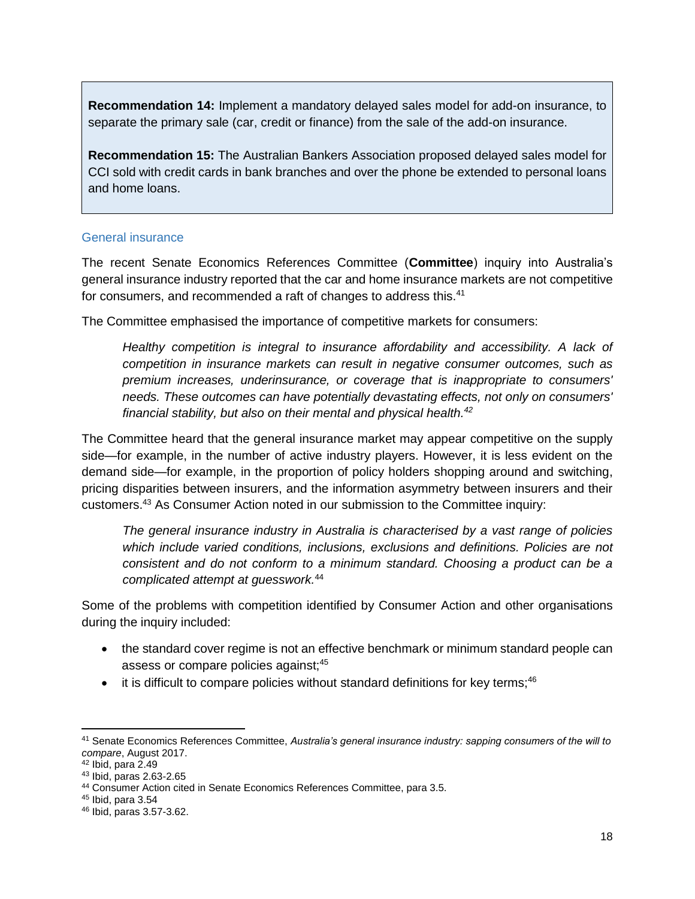**Recommendation 14:** Implement a mandatory delayed sales model for add-on insurance, to separate the primary sale (car, credit or finance) from the sale of the add-on insurance.

**Recommendation 15:** The Australian Bankers Association proposed delayed sales model for CCI sold with credit cards in bank branches and over the phone be extended to personal loans and home loans.

### General insurance

The recent Senate Economics References Committee (**Committee**) inquiry into Australia's general insurance industry reported that the car and home insurance markets are not competitive for consumers, and recommended a raft of changes to address this.[41]

The Committee emphasised the importance of competitive markets for consumers:

> *Healthy competition is integral to insurance affordability and accessibility. A lack of competition in insurance markets can result in negative consumer outcomes, such as premium increases, underinsurance, or coverage that is inappropriate to consumers' needs. These outcomes can have potentially devastating effects, not only on consumers' financial stability, but also on their mental and physical health.*[42]

The Committee heard that the general insurance market may appear competitive on the supply side—for example, in the number of active industry players. However, it is less evident on the demand side—for example, in the proportion of policy holders shopping around and switching, pricing disparities between insurers, and the information asymmetry between insurers and their customers.[43] As Consumer Action noted in our submission to the Committee inquiry:

> *The general insurance industry in Australia is characterised by a vast range of policies which include varied conditions, inclusions, exclusions and definitions. Policies are not consistent and do not conform to a minimum standard. Choosing a product can be a complicated attempt at guesswork.*[44]

Some of the problems with competition identified by Consumer Action and other organisations during the inquiry included:

- the standard cover regime is not an effective benchmark or minimum standard people can assess or compare policies against;[45]
- it is difficult to compare policies without standard definitions for key terms;[46]

---

[41] Senate Economics References Committee, *Australia's general insurance industry: sapping consumers of the will to compare*, August 2017.
[42] Ibid, para 2.49
[43] Ibid, paras 2.63-2.65
[44] Consumer Action cited in Senate Economics References Committee, para 3.5.
[45] Ibid, para 3.54
[46] Ibid, paras 3.57-3.62.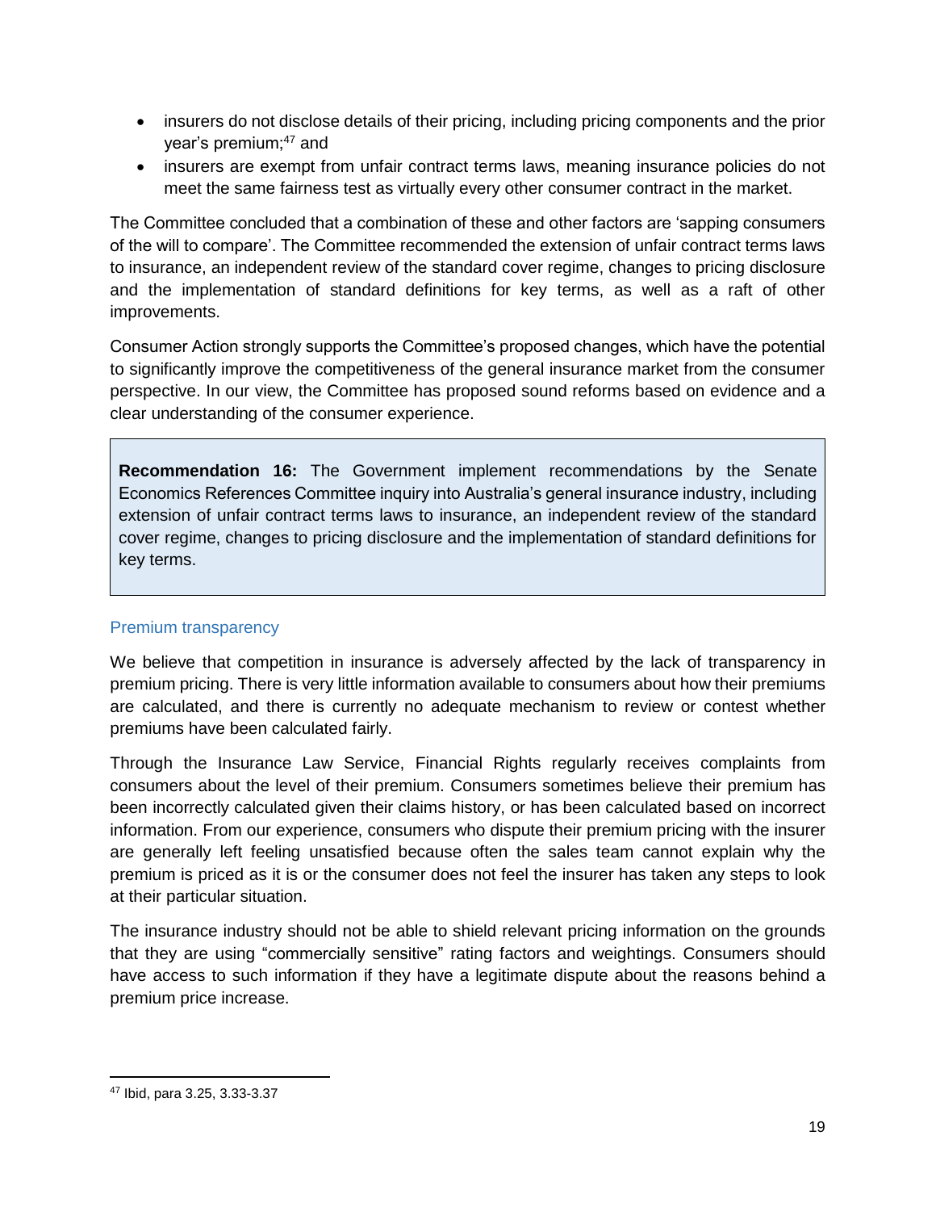- insurers do not disclose details of their pricing, including pricing components and the prior year's premium;[47] and
- insurers are exempt from unfair contract terms laws, meaning insurance policies do not meet the same fairness test as virtually every other consumer contract in the market.

The Committee concluded that a combination of these and other factors are 'sapping consumers of the will to compare'. The Committee recommended the extension of unfair contract terms laws to insurance, an independent review of the standard cover regime, changes to pricing disclosure and the implementation of standard definitions for key terms, as well as a raft of other improvements.

Consumer Action strongly supports the Committee's proposed changes, which have the potential to significantly improve the competitiveness of the general insurance market from the consumer perspective. In our view, the Committee has proposed sound reforms based on evidence and a clear understanding of the consumer experience.

> **Recommendation 16:** The Government implement recommendations by the Senate Economics References Committee inquiry into Australia's general insurance industry, including extension of unfair contract terms laws to insurance, an independent review of the standard cover regime, changes to pricing disclosure and the implementation of standard definitions for key terms.

### Premium transparency

We believe that competition in insurance is adversely affected by the lack of transparency in premium pricing. There is very little information available to consumers about how their premiums are calculated, and there is currently no adequate mechanism to review or contest whether premiums have been calculated fairly.

Through the Insurance Law Service, Financial Rights regularly receives complaints from consumers about the level of their premium. Consumers sometimes believe their premium has been incorrectly calculated given their claims history, or has been calculated based on incorrect information. From our experience, consumers who dispute their premium pricing with the insurer are generally left feeling unsatisfied because often the sales team cannot explain why the premium is priced as it is or the consumer does not feel the insurer has taken any steps to look at their particular situation.

The insurance industry should not be able to shield relevant pricing information on the grounds that they are using "commercially sensitive" rating factors and weightings. Consumers should have access to such information if they have a legitimate dispute about the reasons behind a premium price increase.

---

[47] Ibid, para 3.25, 3.33-3.37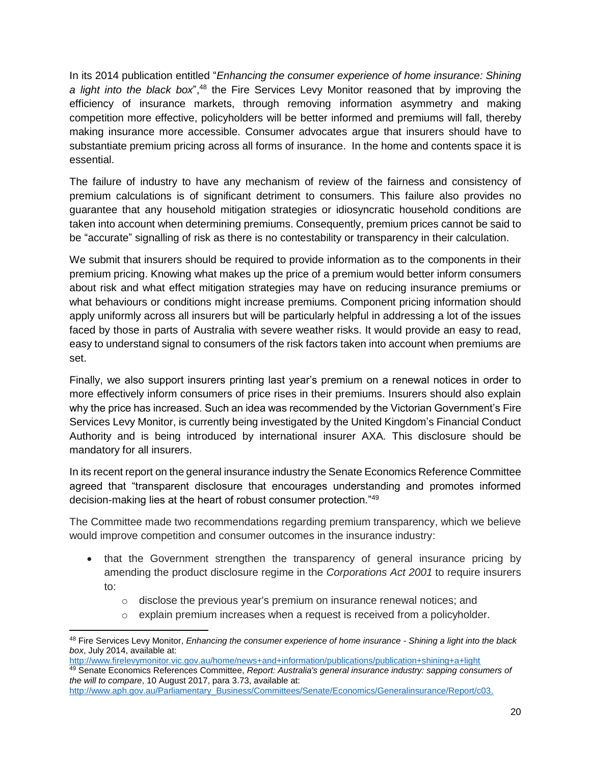In its 2014 publication entitled "*Enhancing the consumer experience of home insurance: Shining a light into the black box*",[48] the Fire Services Levy Monitor reasoned that by improving the efficiency of insurance markets, through removing information asymmetry and making competition more effective, policyholders will be better informed and premiums will fall, thereby making insurance more accessible. Consumer advocates argue that insurers should have to substantiate premium pricing across all forms of insurance. In the home and contents space it is essential.

The failure of industry to have any mechanism of review of the fairness and consistency of premium calculations is of significant detriment to consumers. This failure also provides no guarantee that any household mitigation strategies or idiosyncratic household conditions are taken into account when determining premiums. Consequently, premium prices cannot be said to be "accurate" signalling of risk as there is no contestability or transparency in their calculation.

We submit that insurers should be required to provide information as to the components in their premium pricing. Knowing what makes up the price of a premium would better inform consumers about risk and what effect mitigation strategies may have on reducing insurance premiums or what behaviours or conditions might increase premiums. Component pricing information should apply uniformly across all insurers but will be particularly helpful in addressing a lot of the issues faced by those in parts of Australia with severe weather risks. It would provide an easy to read, easy to understand signal to consumers of the risk factors taken into account when premiums are set.

Finally, we also support insurers printing last year's premium on a renewal notices in order to more effectively inform consumers of price rises in their premiums. Insurers should also explain why the price has increased. Such an idea was recommended by the Victorian Government's Fire Services Levy Monitor, is currently being investigated by the United Kingdom's Financial Conduct Authority and is being introduced by international insurer AXA. This disclosure should be mandatory for all insurers.

In its recent report on the general insurance industry the Senate Economics Reference Committee agreed that "transparent disclosure that encourages understanding and promotes informed decision-making lies at the heart of robust consumer protection."[49]

The Committee made two recommendations regarding premium transparency, which we believe would improve competition and consumer outcomes in the insurance industry:

- that the Government strengthen the transparency of general insurance pricing by amending the product disclosure regime in the *Corporations Act 2001* to require insurers to:
  - disclose the previous year's premium on insurance renewal notices; and
  - explain premium increases when a request is received from a policyholder.

---

[48] Fire Services Levy Monitor, *Enhancing the consumer experience of home insurance - Shining a light into the black box*, July 2014, available at: http://www.firelevymonitor.vic.gov.au/home/news+and+information/publications/publication+shining+a+light

[49] Senate Economics References Committee, *Report: Australia's general insurance industry: sapping consumers of the will to compare*, 10 August 2017, para 3.73, available at: http://www.aph.gov.au/Parliamentary_Business/Committees/Senate/Economics/Generalinsurance/Report/c03.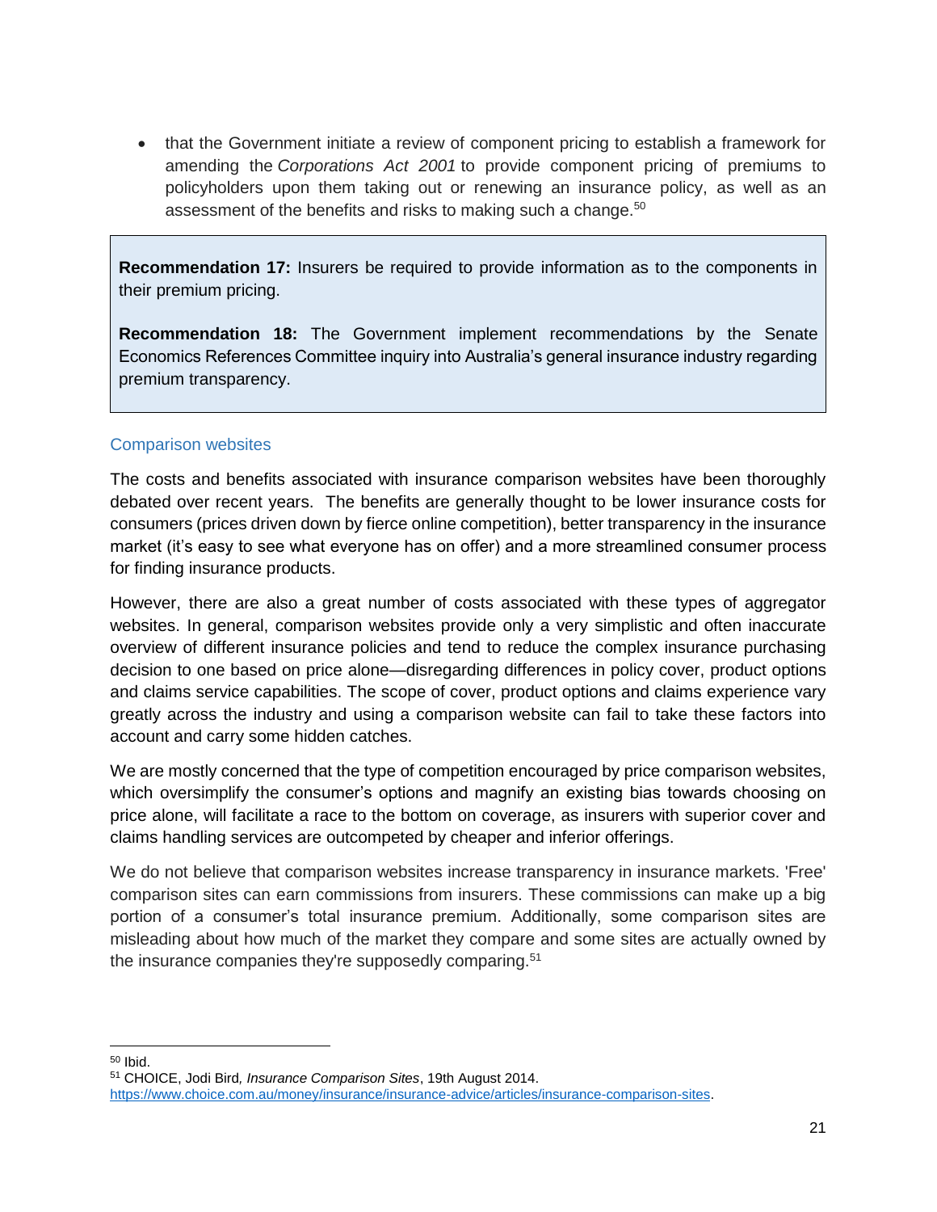- that the Government initiate a review of component pricing to establish a framework for amending the *Corporations Act 2001* to provide component pricing of premiums to policyholders upon them taking out or renewing an insurance policy, as well as an assessment of the benefits and risks to making such a change.[50]

> **Recommendation 17:** Insurers be required to provide information as to the components in their premium pricing.
>
> **Recommendation 18:** The Government implement recommendations by the Senate Economics References Committee inquiry into Australia's general insurance industry regarding premium transparency.

### Comparison websites

The costs and benefits associated with insurance comparison websites have been thoroughly debated over recent years. The benefits are generally thought to be lower insurance costs for consumers (prices driven down by fierce online competition), better transparency in the insurance market (it's easy to see what everyone has on offer) and a more streamlined consumer process for finding insurance products.

However, there are also a great number of costs associated with these types of aggregator websites. In general, comparison websites provide only a very simplistic and often inaccurate overview of different insurance policies and tend to reduce the complex insurance purchasing decision to one based on price alone—disregarding differences in policy cover, product options and claims service capabilities. The scope of cover, product options and claims experience vary greatly across the industry and using a comparison website can fail to take these factors into account and carry some hidden catches.

We are mostly concerned that the type of competition encouraged by price comparison websites, which oversimplify the consumer's options and magnify an existing bias towards choosing on price alone, will facilitate a race to the bottom on coverage, as insurers with superior cover and claims handling services are outcompeted by cheaper and inferior offerings.

We do not believe that comparison websites increase transparency in insurance markets. 'Free' comparison sites can earn commissions from insurers. These commissions can make up a big portion of a consumer's total insurance premium. Additionally, some comparison sites are misleading about how much of the market they compare and some sites are actually owned by the insurance companies they're supposedly comparing.[51]

---

[50] Ibid.

[51] CHOICE, Jodi Bird, *Insurance Comparison Sites*, 19th August 2014. https://www.choice.com.au/money/insurance/insurance-advice/articles/insurance-comparison-sites.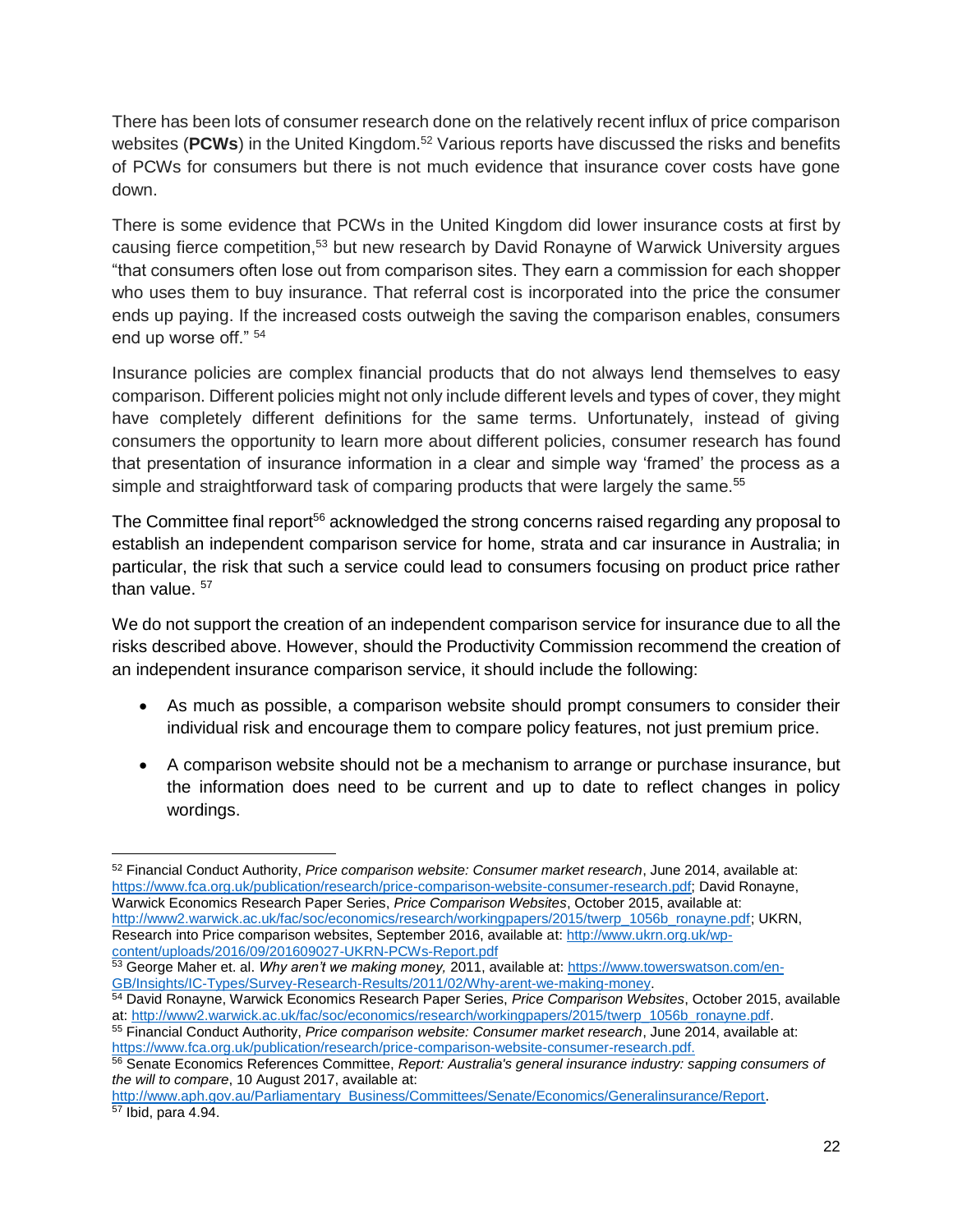There has been lots of consumer research done on the relatively recent influx of price comparison websites (**PCWs**) in the United Kingdom.[52] Various reports have discussed the risks and benefits of PCWs for consumers but there is not much evidence that insurance cover costs have gone down.

There is some evidence that PCWs in the United Kingdom did lower insurance costs at first by causing fierce competition,[53] but new research by David Ronayne of Warwick University argues "that consumers often lose out from comparison sites. They earn a commission for each shopper who uses them to buy insurance. That referral cost is incorporated into the price the consumer ends up paying. If the increased costs outweigh the saving the comparison enables, consumers end up worse off." [54]

Insurance policies are complex financial products that do not always lend themselves to easy comparison. Different policies might not only include different levels and types of cover, they might have completely different definitions for the same terms. Unfortunately, instead of giving consumers the opportunity to learn more about different policies, consumer research has found that presentation of insurance information in a clear and simple way 'framed' the process as a simple and straightforward task of comparing products that were largely the same.[55]

The Committee final report[56] acknowledged the strong concerns raised regarding any proposal to establish an independent comparison service for home, strata and car insurance in Australia; in particular, the risk that such a service could lead to consumers focusing on product price rather than value. [57]

We do not support the creation of an independent comparison service for insurance due to all the risks described above. However, should the Productivity Commission recommend the creation of an independent insurance comparison service, it should include the following:

- As much as possible, a comparison website should prompt consumers to consider their individual risk and encourage them to compare policy features, not just premium price.
- A comparison website should not be a mechanism to arrange or purchase insurance, but the information does need to be current and up to date to reflect changes in policy wordings.

---

[52] Financial Conduct Authority, *Price comparison website: Consumer market research*, June 2014, available at: https://www.fca.org.uk/publication/research/price-comparison-website-consumer-research.pdf; David Ronayne, Warwick Economics Research Paper Series, *Price Comparison Websites*, October 2015, available at: http://www2.warwick.ac.uk/fac/soc/economics/research/workingpapers/2015/twerp_1056b_ronayne.pdf; UKRN, Research into Price comparison websites, September 2016, available at: http://www.ukrn.org.uk/wp-content/uploads/2016/09/201609027-UKRN-PCWs-Report.pdf

[53] George Maher et. al. *Why aren't we making money,* 2011, available at: https://www.towerswatson.com/en-GB/Insights/IC-Types/Survey-Research-Results/2011/02/Why-arent-we-making-money.

[54] David Ronayne, Warwick Economics Research Paper Series, *Price Comparison Websites*, October 2015, available at: http://www2.warwick.ac.uk/fac/soc/economics/research/workingpapers/2015/twerp_1056b_ronayne.pdf.

[55] Financial Conduct Authority, *Price comparison website: Consumer market research*, June 2014, available at: https://www.fca.org.uk/publication/research/price-comparison-website-consumer-research.pdf.

[56] Senate Economics References Committee, *Report: Australia's general insurance industry: sapping consumers of the will to compare*, 10 August 2017, available at: http://www.aph.gov.au/Parliamentary_Business/Committees/Senate/Economics/Generalinsurance/Report.

[57] Ibid, para 4.94.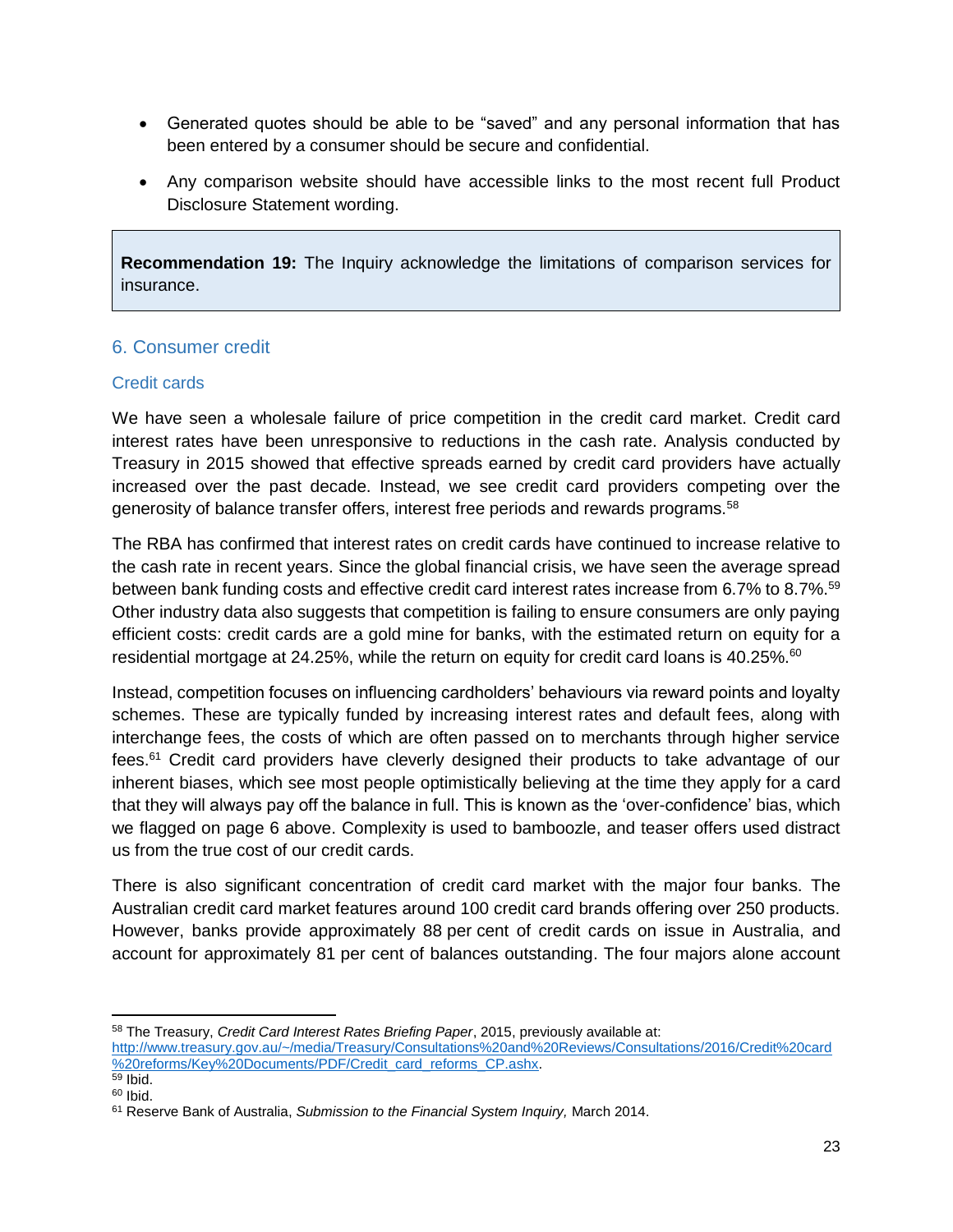- Generated quotes should be able to be "saved" and any personal information that has been entered by a consumer should be secure and confidential.
- Any comparison website should have accessible links to the most recent full Product Disclosure Statement wording.

> **Recommendation 19:** The Inquiry acknowledge the limitations of comparison services for insurance.

## 6. Consumer credit

### Credit cards

We have seen a wholesale failure of price competition in the credit card market. Credit card interest rates have been unresponsive to reductions in the cash rate. Analysis conducted by Treasury in 2015 showed that effective spreads earned by credit card providers have actually increased over the past decade. Instead, we see credit card providers competing over the generosity of balance transfer offers, interest free periods and rewards programs.[58]

The RBA has confirmed that interest rates on credit cards have continued to increase relative to the cash rate in recent years. Since the global financial crisis, we have seen the average spread between bank funding costs and effective credit card interest rates increase from 6.7% to 8.7%.[59] Other industry data also suggests that competition is failing to ensure consumers are only paying efficient costs: credit cards are a gold mine for banks, with the estimated return on equity for a residential mortgage at 24.25%, while the return on equity for credit card loans is 40.25%.[60]

Instead, competition focuses on influencing cardholders' behaviours via reward points and loyalty schemes. These are typically funded by increasing interest rates and default fees, along with interchange fees, the costs of which are often passed on to merchants through higher service fees.[61] Credit card providers have cleverly designed their products to take advantage of our inherent biases, which see most people optimistically believing at the time they apply for a card that they will always pay off the balance in full. This is known as the 'over-confidence' bias, which we flagged on page 6 above. Complexity is used to bamboozle, and teaser offers used distract us from the true cost of our credit cards.

There is also significant concentration of credit card market with the major four banks. The Australian credit card market features around 100 credit card brands offering over 250 products. However, banks provide approximately 88 per cent of credit cards on issue in Australia, and account for approximately 81 per cent of balances outstanding. The four majors alone account

---

[58] The Treasury, *Credit Card Interest Rates Briefing Paper*, 2015, previously available at: http://www.treasury.gov.au/~/media/Treasury/Consultations%20and%20Reviews/Consultations/2016/Credit%20card%20reforms/Key%20Documents/PDF/Credit_card_reforms_CP.ashx.

[59] Ibid.

[60] Ibid.

[61] Reserve Bank of Australia, *Submission to the Financial System Inquiry,* March 2014.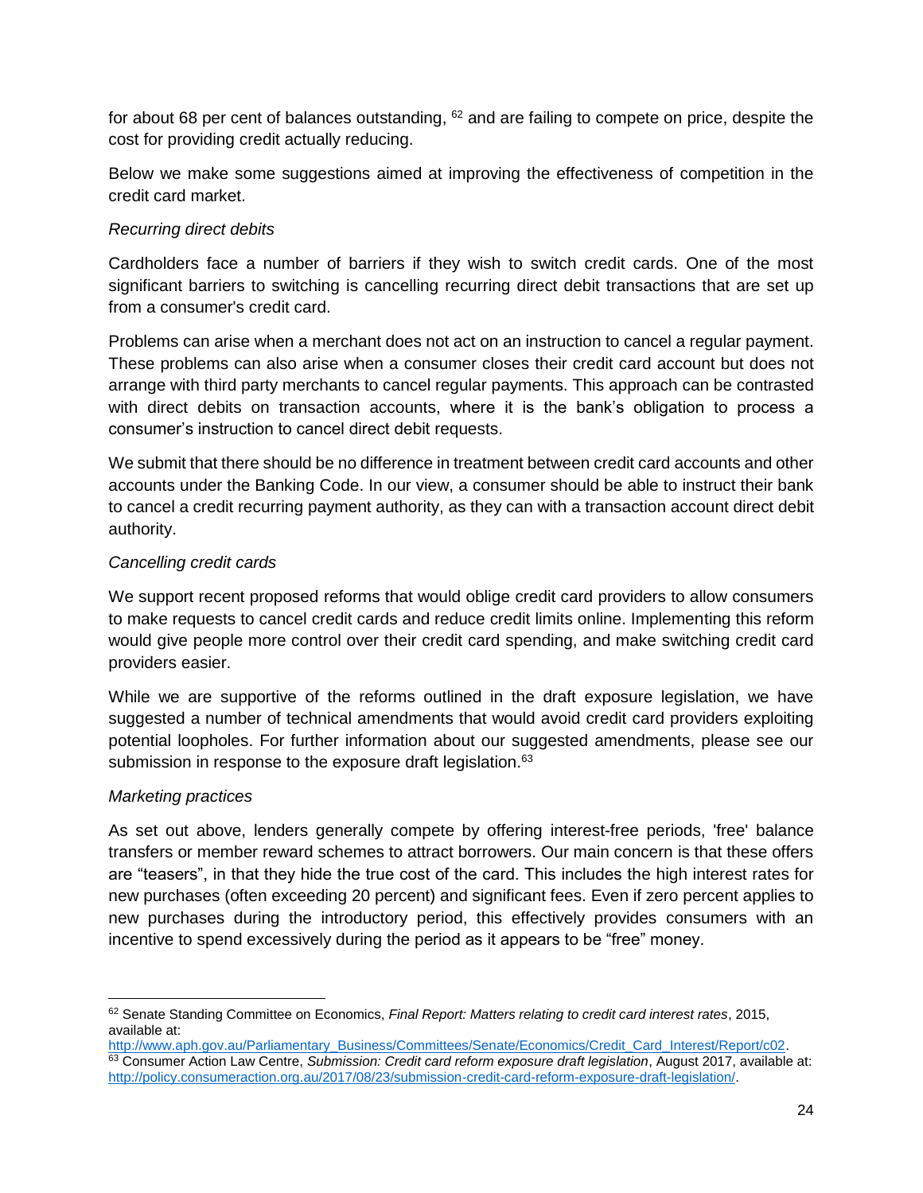for about 68 per cent of balances outstanding, [62] and are failing to compete on price, despite the cost for providing credit actually reducing.

Below we make some suggestions aimed at improving the effectiveness of competition in the credit card market.

*Recurring direct debits*

Cardholders face a number of barriers if they wish to switch credit cards. One of the most significant barriers to switching is cancelling recurring direct debit transactions that are set up from a consumer's credit card.

Problems can arise when a merchant does not act on an instruction to cancel a regular payment. These problems can also arise when a consumer closes their credit card account but does not arrange with third party merchants to cancel regular payments. This approach can be contrasted with direct debits on transaction accounts, where it is the bank's obligation to process a consumer's instruction to cancel direct debit requests.

We submit that there should be no difference in treatment between credit card accounts and other accounts under the Banking Code. In our view, a consumer should be able to instruct their bank to cancel a credit recurring payment authority, as they can with a transaction account direct debit authority.

*Cancelling credit cards*

We support recent proposed reforms that would oblige credit card providers to allow consumers to make requests to cancel credit cards and reduce credit limits online. Implementing this reform would give people more control over their credit card spending, and make switching credit card providers easier.

While we are supportive of the reforms outlined in the draft exposure legislation, we have suggested a number of technical amendments that would avoid credit card providers exploiting potential loopholes. For further information about our suggested amendments, please see our submission in response to the exposure draft legislation.[63]

*Marketing practices*

As set out above, lenders generally compete by offering interest-free periods, 'free' balance transfers or member reward schemes to attract borrowers. Our main concern is that these offers are "teasers", in that they hide the true cost of the card. This includes the high interest rates for new purchases (often exceeding 20 percent) and significant fees. Even if zero percent applies to new purchases during the introductory period, this effectively provides consumers with an incentive to spend excessively during the period as it appears to be "free" money.

---

[62] Senate Standing Committee on Economics, *Final Report: Matters relating to credit card interest rates*, 2015, available at: http://www.aph.gov.au/Parliamentary_Business/Committees/Senate/Economics/Credit_Card_Interest/Report/c02.

[63] Consumer Action Law Centre, *Submission: Credit card reform exposure draft legislation*, August 2017, available at: http://policy.consumeraction.org.au/2017/08/23/submission-credit-card-reform-exposure-draft-legislation/.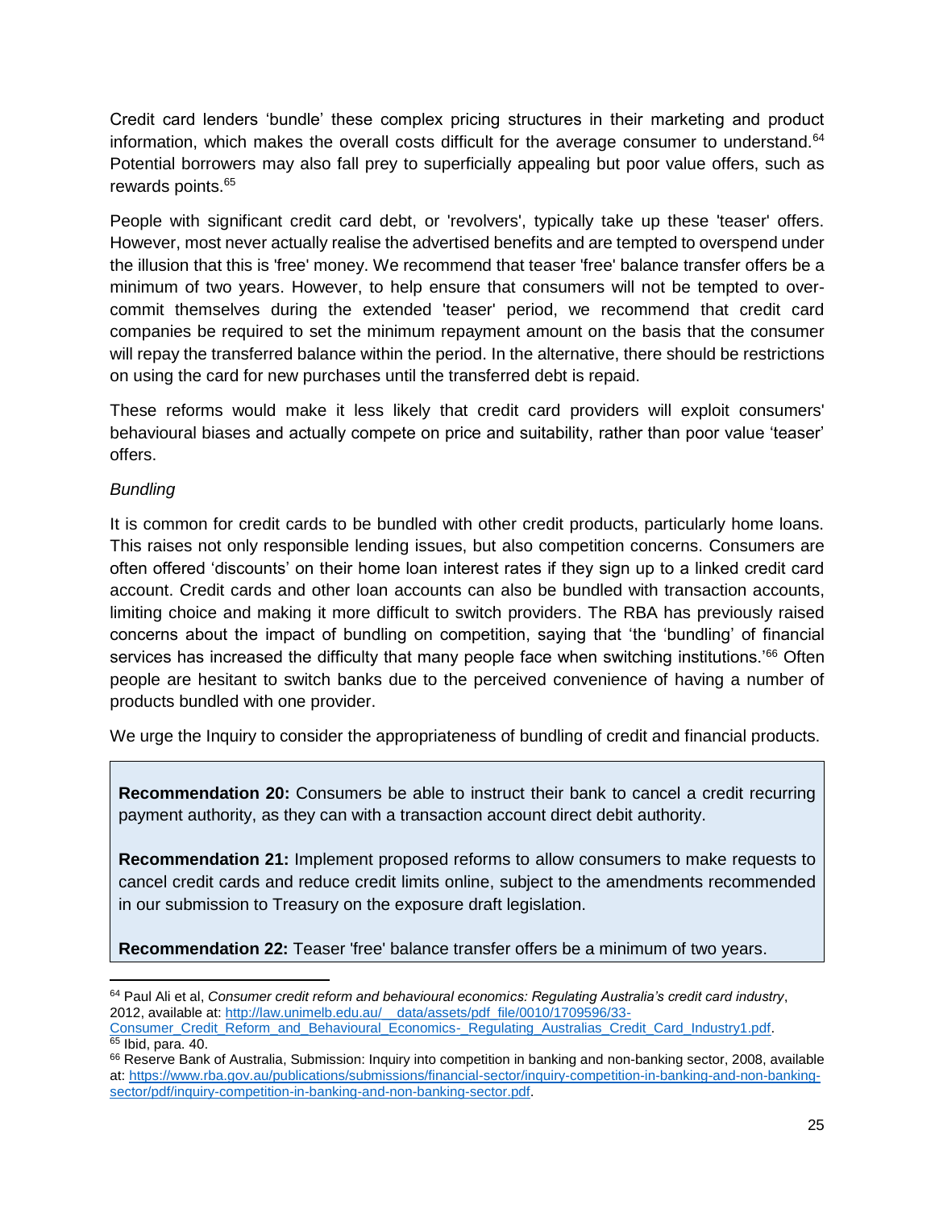Credit card lenders 'bundle' these complex pricing structures in their marketing and product information, which makes the overall costs difficult for the average consumer to understand.[64] Potential borrowers may also fall prey to superficially appealing but poor value offers, such as rewards points.[65]

People with significant credit card debt, or 'revolvers', typically take up these 'teaser' offers. However, most never actually realise the advertised benefits and are tempted to overspend under the illusion that this is 'free' money. We recommend that teaser 'free' balance transfer offers be a minimum of two years. However, to help ensure that consumers will not be tempted to over-commit themselves during the extended 'teaser' period, we recommend that credit card companies be required to set the minimum repayment amount on the basis that the consumer will repay the transferred balance within the period. In the alternative, there should be restrictions on using the card for new purchases until the transferred debt is repaid.

These reforms would make it less likely that credit card providers will exploit consumers' behavioural biases and actually compete on price and suitability, rather than poor value 'teaser' offers.

*Bundling*

It is common for credit cards to be bundled with other credit products, particularly home loans. This raises not only responsible lending issues, but also competition concerns. Consumers are often offered 'discounts' on their home loan interest rates if they sign up to a linked credit card account. Credit cards and other loan accounts can also be bundled with transaction accounts, limiting choice and making it more difficult to switch providers. The RBA has previously raised concerns about the impact of bundling on competition, saying that 'the 'bundling' of financial services has increased the difficulty that many people face when switching institutions.'[66] Often people are hesitant to switch banks due to the perceived convenience of having a number of products bundled with one provider.

We urge the Inquiry to consider the appropriateness of bundling of credit and financial products.

**Recommendation 20:** Consumers be able to instruct their bank to cancel a credit recurring payment authority, as they can with a transaction account direct debit authority.

**Recommendation 21:** Implement proposed reforms to allow consumers to make requests to cancel credit cards and reduce credit limits online, subject to the amendments recommended in our submission to Treasury on the exposure draft legislation.

**Recommendation 22:** Teaser 'free' balance transfer offers be a minimum of two years.

---

[64] Paul Ali et al, *Consumer credit reform and behavioural economics: Regulating Australia's credit card industry*, 2012, available at: http://law.unimelb.edu.au/__data/assets/pdf_file/0010/1709596/33-Consumer_Credit_Reform_and_Behavioural_Economics-_Regulating_Australias_Credit_Card_Industry1.pdf.

[65] Ibid, para. 40.

[66] Reserve Bank of Australia, Submission: Inquiry into competition in banking and non-banking sector, 2008, available at: https://www.rba.gov.au/publications/submissions/financial-sector/inquiry-competition-in-banking-and-non-banking-sector/pdf/inquiry-competition-in-banking-and-non-banking-sector.pdf.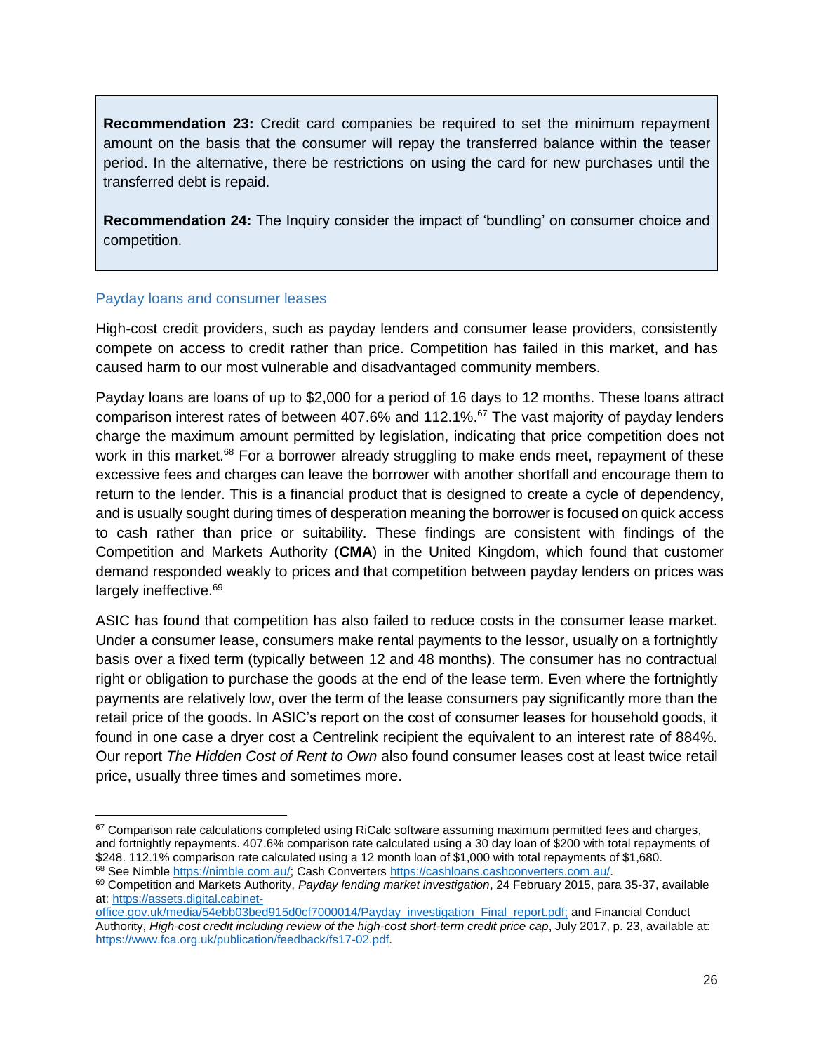**Recommendation 23:** Credit card companies be required to set the minimum repayment amount on the basis that the consumer will repay the transferred balance within the teaser period. In the alternative, there be restrictions on using the card for new purchases until the transferred debt is repaid.

**Recommendation 24:** The Inquiry consider the impact of 'bundling' on consumer choice and competition.

### Payday loans and consumer leases

High-cost credit providers, such as payday lenders and consumer lease providers, consistently compete on access to credit rather than price. Competition has failed in this market, and has caused harm to our most vulnerable and disadvantaged community members.

Payday loans are loans of up to $2,000 for a period of 16 days to 12 months. These loans attract comparison interest rates of between 407.6% and 112.1%.[67] The vast majority of payday lenders charge the maximum amount permitted by legislation, indicating that price competition does not work in this market.[68] For a borrower already struggling to make ends meet, repayment of these excessive fees and charges can leave the borrower with another shortfall and encourage them to return to the lender. This is a financial product that is designed to create a cycle of dependency, and is usually sought during times of desperation meaning the borrower is focused on quick access to cash rather than price or suitability. These findings are consistent with findings of the Competition and Markets Authority (**CMA**) in the United Kingdom, which found that customer demand responded weakly to prices and that competition between payday lenders on prices was largely ineffective.[69]

ASIC has found that competition has also failed to reduce costs in the consumer lease market. Under a consumer lease, consumers make rental payments to the lessor, usually on a fortnightly basis over a fixed term (typically between 12 and 48 months). The consumer has no contractual right or obligation to purchase the goods at the end of the lease term. Even where the fortnightly payments are relatively low, over the term of the lease consumers pay significantly more than the retail price of the goods. In ASIC's report on the cost of consumer leases for household goods, it found in one case a dryer cost a Centrelink recipient the equivalent to an interest rate of 884%. Our report *The Hidden Cost of Rent to Own* also found consumer leases cost at least twice retail price, usually three times and sometimes more.

---

[67] Comparison rate calculations completed using RiCalc software assuming maximum permitted fees and charges, and fortnightly repayments. 407.6% comparison rate calculated using a 30 day loan of $200 with total repayments of $248. 112.1% comparison rate calculated using a 12 month loan of $1,000 with total repayments of $1,680.

[68] See Nimble https://nimble.com.au/; Cash Converters https://cashloans.cashconverters.com.au/.

[69] Competition and Markets Authority, *Payday lending market investigation*, 24 February 2015, para 35-37, available at: https://assets.digital.cabinet-office.gov.uk/media/54ebb03bed915d0cf7000014/Payday_investigation_Final_report.pdf; and Financial Conduct Authority, *High-cost credit including review of the high-cost short-term credit price cap*, July 2017, p. 23, available at: https://www.fca.org.uk/publication/feedback/fs17-02.pdf.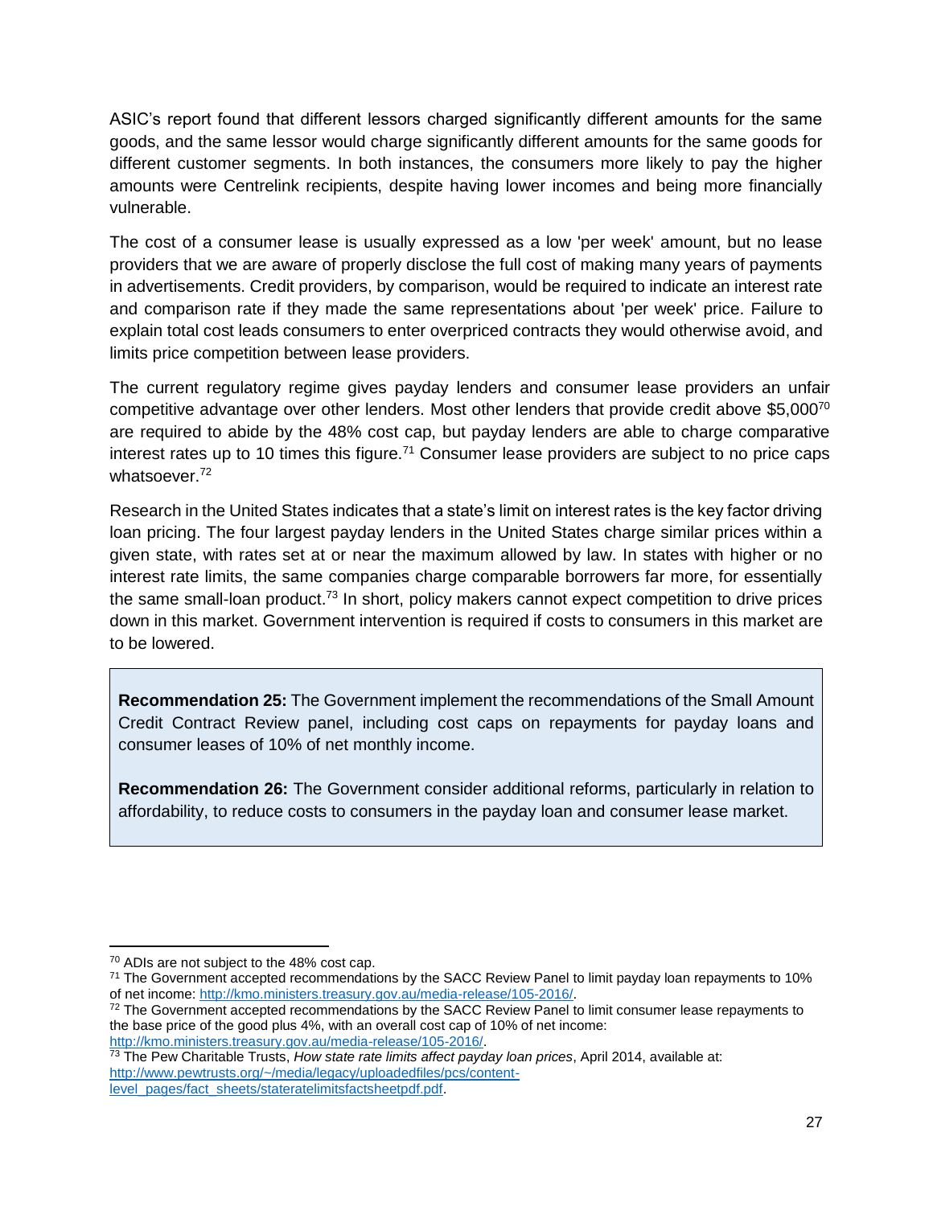ASIC's report found that different lessors charged significantly different amounts for the same goods, and the same lessor would charge significantly different amounts for the same goods for different customer segments. In both instances, the consumers more likely to pay the higher amounts were Centrelink recipients, despite having lower incomes and being more financially vulnerable.

The cost of a consumer lease is usually expressed as a low 'per week' amount, but no lease providers that we are aware of properly disclose the full cost of making many years of payments in advertisements. Credit providers, by comparison, would be required to indicate an interest rate and comparison rate if they made the same representations about 'per week' price. Failure to explain total cost leads consumers to enter overpriced contracts they would otherwise avoid, and limits price competition between lease providers.

The current regulatory regime gives payday lenders and consumer lease providers an unfair competitive advantage over other lenders. Most other lenders that provide credit above $5,000[70] are required to abide by the 48% cost cap, but payday lenders are able to charge comparative interest rates up to 10 times this figure.[71] Consumer lease providers are subject to no price caps whatsoever.[72]

Research in the United States indicates that a state's limit on interest rates is the key factor driving loan pricing. The four largest payday lenders in the United States charge similar prices within a given state, with rates set at or near the maximum allowed by law. In states with higher or no interest rate limits, the same companies charge comparable borrowers far more, for essentially the same small-loan product.[73] In short, policy makers cannot expect competition to drive prices down in this market. Government intervention is required if costs to consumers in this market are to be lowered.

> **Recommendation 25:** The Government implement the recommendations of the Small Amount Credit Contract Review panel, including cost caps on repayments for payday loans and consumer leases of 10% of net monthly income.
>
> **Recommendation 26:** The Government consider additional reforms, particularly in relation to affordability, to reduce costs to consumers in the payday loan and consumer lease market.

---

[70] ADIs are not subject to the 48% cost cap.

[71] The Government accepted recommendations by the SACC Review Panel to limit payday loan repayments to 10% of net income: http://kmo.ministers.treasury.gov.au/media-release/105-2016/.

[72] The Government accepted recommendations by the SACC Review Panel to limit consumer lease repayments to the base price of the good plus 4%, with an overall cost cap of 10% of net income: http://kmo.ministers.treasury.gov.au/media-release/105-2016/.

[73] The Pew Charitable Trusts, *How state rate limits affect payday loan prices*, April 2014, available at: http://www.pewtrusts.org/~/media/legacy/uploadedfiles/pcs/content-level_pages/fact_sheets/stateratelimitsfactsheetpdf.pdf.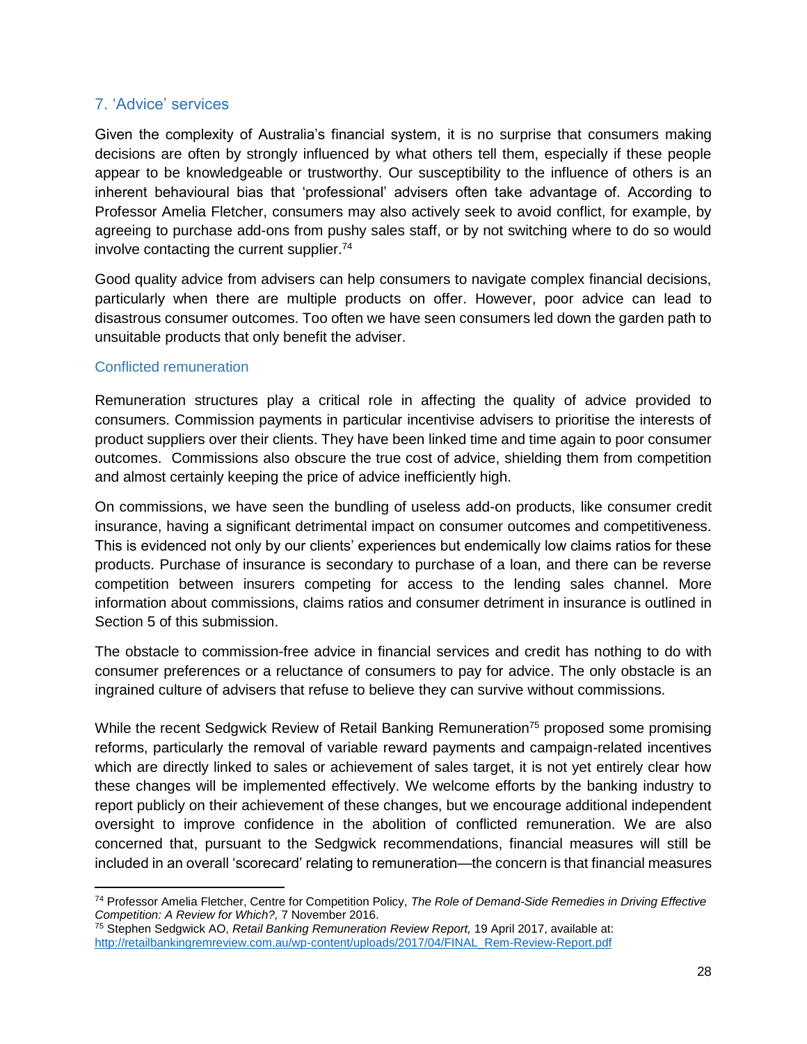## 7. 'Advice' services

Given the complexity of Australia's financial system, it is no surprise that consumers making decisions are often by strongly influenced by what others tell them, especially if these people appear to be knowledgeable or trustworthy. Our susceptibility to the influence of others is an inherent behavioural bias that 'professional' advisers often take advantage of. According to Professor Amelia Fletcher, consumers may also actively seek to avoid conflict, for example, by agreeing to purchase add-ons from pushy sales staff, or by not switching where to do so would involve contacting the current supplier.[74]

Good quality advice from advisers can help consumers to navigate complex financial decisions, particularly when there are multiple products on offer. However, poor advice can lead to disastrous consumer outcomes. Too often we have seen consumers led down the garden path to unsuitable products that only benefit the adviser.

### Conflicted remuneration

Remuneration structures play a critical role in affecting the quality of advice provided to consumers. Commission payments in particular incentivise advisers to prioritise the interests of product suppliers over their clients. They have been linked time and time again to poor consumer outcomes. Commissions also obscure the true cost of advice, shielding them from competition and almost certainly keeping the price of advice inefficiently high.

On commissions, we have seen the bundling of useless add-on products, like consumer credit insurance, having a significant detrimental impact on consumer outcomes and competitiveness. This is evidenced not only by our clients' experiences but endemically low claims ratios for these products. Purchase of insurance is secondary to purchase of a loan, and there can be reverse competition between insurers competing for access to the lending sales channel. More information about commissions, claims ratios and consumer detriment in insurance is outlined in Section 5 of this submission.

The obstacle to commission-free advice in financial services and credit has nothing to do with consumer preferences or a reluctance of consumers to pay for advice. The only obstacle is an ingrained culture of advisers that refuse to believe they can survive without commissions.

While the recent Sedgwick Review of Retail Banking Remuneration[75] proposed some promising reforms, particularly the removal of variable reward payments and campaign-related incentives which are directly linked to sales or achievement of sales target, it is not yet entirely clear how these changes will be implemented effectively. We welcome efforts by the banking industry to report publicly on their achievement of these changes, but we encourage additional independent oversight to improve confidence in the abolition of conflicted remuneration. We are also concerned that, pursuant to the Sedgwick recommendations, financial measures will still be included in an overall 'scorecard' relating to remuneration—the concern is that financial measures

---

[74] Professor Amelia Fletcher, Centre for Competition Policy, *The Role of Demand-Side Remedies in Driving Effective Competition: A Review for Which?,* 7 November 2016.

[75] Stephen Sedgwick AO, *Retail Banking Remuneration Review Report,* 19 April 2017, available at: http://retailbankingremreview.com.au/wp-content/uploads/2017/04/FINAL_Rem-Review-Report.pdf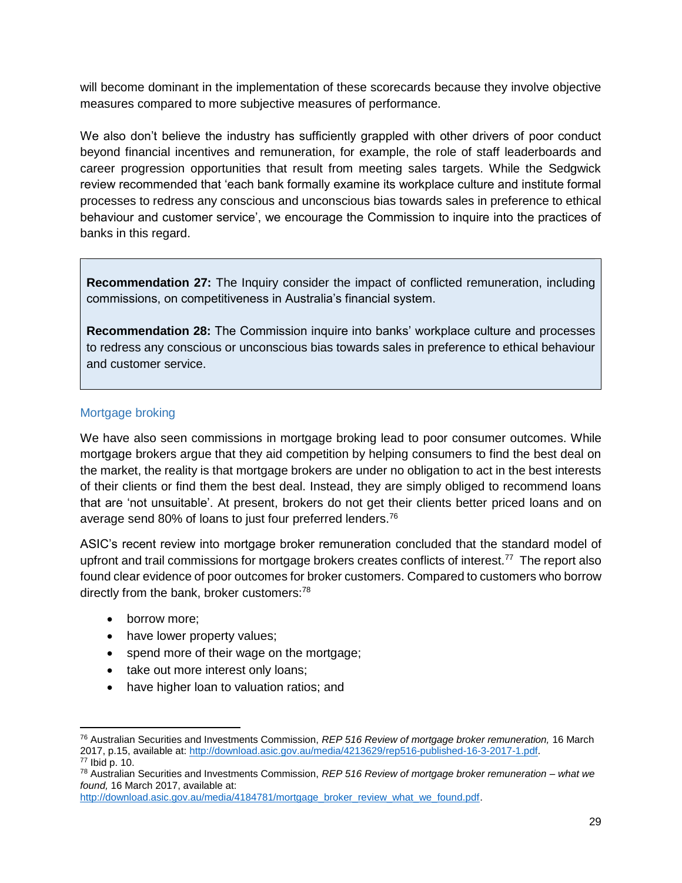will become dominant in the implementation of these scorecards because they involve objective measures compared to more subjective measures of performance.

We also don't believe the industry has sufficiently grappled with other drivers of poor conduct beyond financial incentives and remuneration, for example, the role of staff leaderboards and career progression opportunities that result from meeting sales targets. While the Sedgwick review recommended that 'each bank formally examine its workplace culture and institute formal processes to redress any conscious and unconscious bias towards sales in preference to ethical behaviour and customer service', we encourage the Commission to inquire into the practices of banks in this regard.

> **Recommendation 27:** The Inquiry consider the impact of conflicted remuneration, including commissions, on competitiveness in Australia's financial system.
>
> **Recommendation 28:** The Commission inquire into banks' workplace culture and processes to redress any conscious or unconscious bias towards sales in preference to ethical behaviour and customer service.

### Mortgage broking

We have also seen commissions in mortgage broking lead to poor consumer outcomes. While mortgage brokers argue that they aid competition by helping consumers to find the best deal on the market, the reality is that mortgage brokers are under no obligation to act in the best interests of their clients or find them the best deal. Instead, they are simply obliged to recommend loans that are 'not unsuitable'. At present, brokers do not get their clients better priced loans and on average send 80% of loans to just four preferred lenders.[76]

ASIC's recent review into mortgage broker remuneration concluded that the standard model of upfront and trail commissions for mortgage brokers creates conflicts of interest.[77] The report also found clear evidence of poor outcomes for broker customers. Compared to customers who borrow directly from the bank, broker customers:[78]

- borrow more;
- have lower property values;
- spend more of their wage on the mortgage;
- take out more interest only loans;
- have higher loan to valuation ratios; and

---

[76] Australian Securities and Investments Commission, *REP 516 Review of mortgage broker remuneration,* 16 March 2017, p.15, available at: http://download.asic.gov.au/media/4213629/rep516-published-16-3-2017-1.pdf.

[77] Ibid p. 10.

[78] Australian Securities and Investments Commission, *REP 516 Review of mortgage broker remuneration – what we found,* 16 March 2017, available at: http://download.asic.gov.au/media/4184781/mortgage_broker_review_what_we_found.pdf.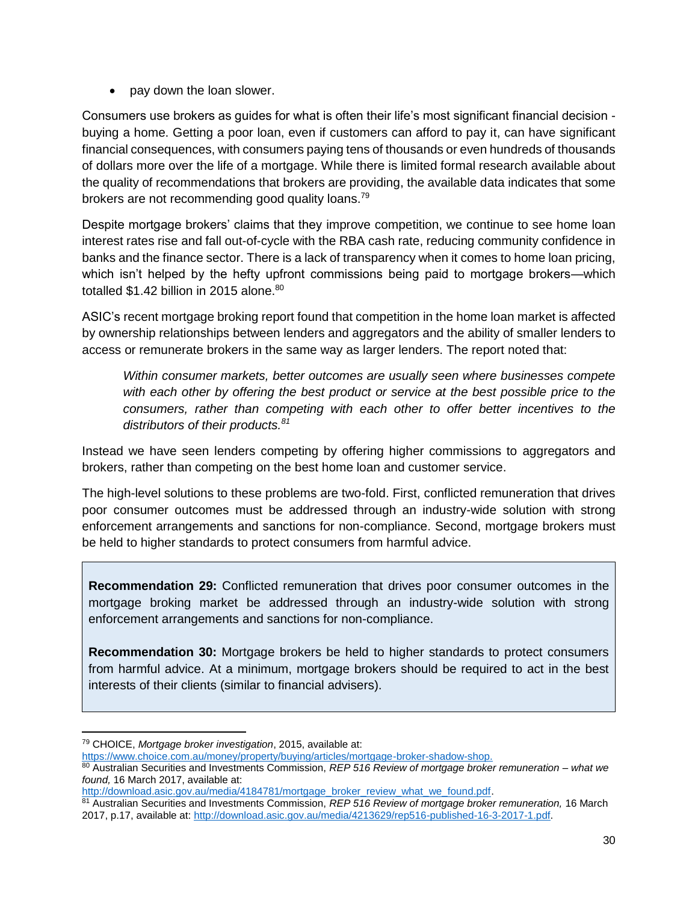- pay down the loan slower.

Consumers use brokers as guides for what is often their life's most significant financial decision - buying a home. Getting a poor loan, even if customers can afford to pay it, can have significant financial consequences, with consumers paying tens of thousands or even hundreds of thousands of dollars more over the life of a mortgage. While there is limited formal research available about the quality of recommendations that brokers are providing, the available data indicates that some brokers are not recommending good quality loans.[79]

Despite mortgage brokers' claims that they improve competition, we continue to see home loan interest rates rise and fall out-of-cycle with the RBA cash rate, reducing community confidence in banks and the finance sector. There is a lack of transparency when it comes to home loan pricing, which isn't helped by the hefty upfront commissions being paid to mortgage brokers—which totalled $1.42 billion in 2015 alone.[80]

ASIC's recent mortgage broking report found that competition in the home loan market is affected by ownership relationships between lenders and aggregators and the ability of smaller lenders to access or remunerate brokers in the same way as larger lenders. The report noted that:

> *Within consumer markets, better outcomes are usually seen where businesses compete with each other by offering the best product or service at the best possible price to the consumers, rather than competing with each other to offer better incentives to the distributors of their products.*[81]

Instead we have seen lenders competing by offering higher commissions to aggregators and brokers, rather than competing on the best home loan and customer service.

The high-level solutions to these problems are two-fold. First, conflicted remuneration that drives poor consumer outcomes must be addressed through an industry-wide solution with strong enforcement arrangements and sanctions for non-compliance. Second, mortgage brokers must be held to higher standards to protect consumers from harmful advice.

> **Recommendation 29:** Conflicted remuneration that drives poor consumer outcomes in the mortgage broking market be addressed through an industry-wide solution with strong enforcement arrangements and sanctions for non-compliance.
>
> **Recommendation 30:** Mortgage brokers be held to higher standards to protect consumers from harmful advice. At a minimum, mortgage brokers should be required to act in the best interests of their clients (similar to financial advisers).

---

[79] CHOICE, *Mortgage broker investigation*, 2015, available at: https://www.choice.com.au/money/property/buying/articles/mortgage-broker-shadow-shop.

[80] Australian Securities and Investments Commission, *REP 516 Review of mortgage broker remuneration – what we found,* 16 March 2017, available at: http://download.asic.gov.au/media/4184781/mortgage_broker_review_what_we_found.pdf.

[81] Australian Securities and Investments Commission, *REP 516 Review of mortgage broker remuneration,* 16 March 2017, p.17, available at: http://download.asic.gov.au/media/4213629/rep516-published-16-3-2017-1.pdf.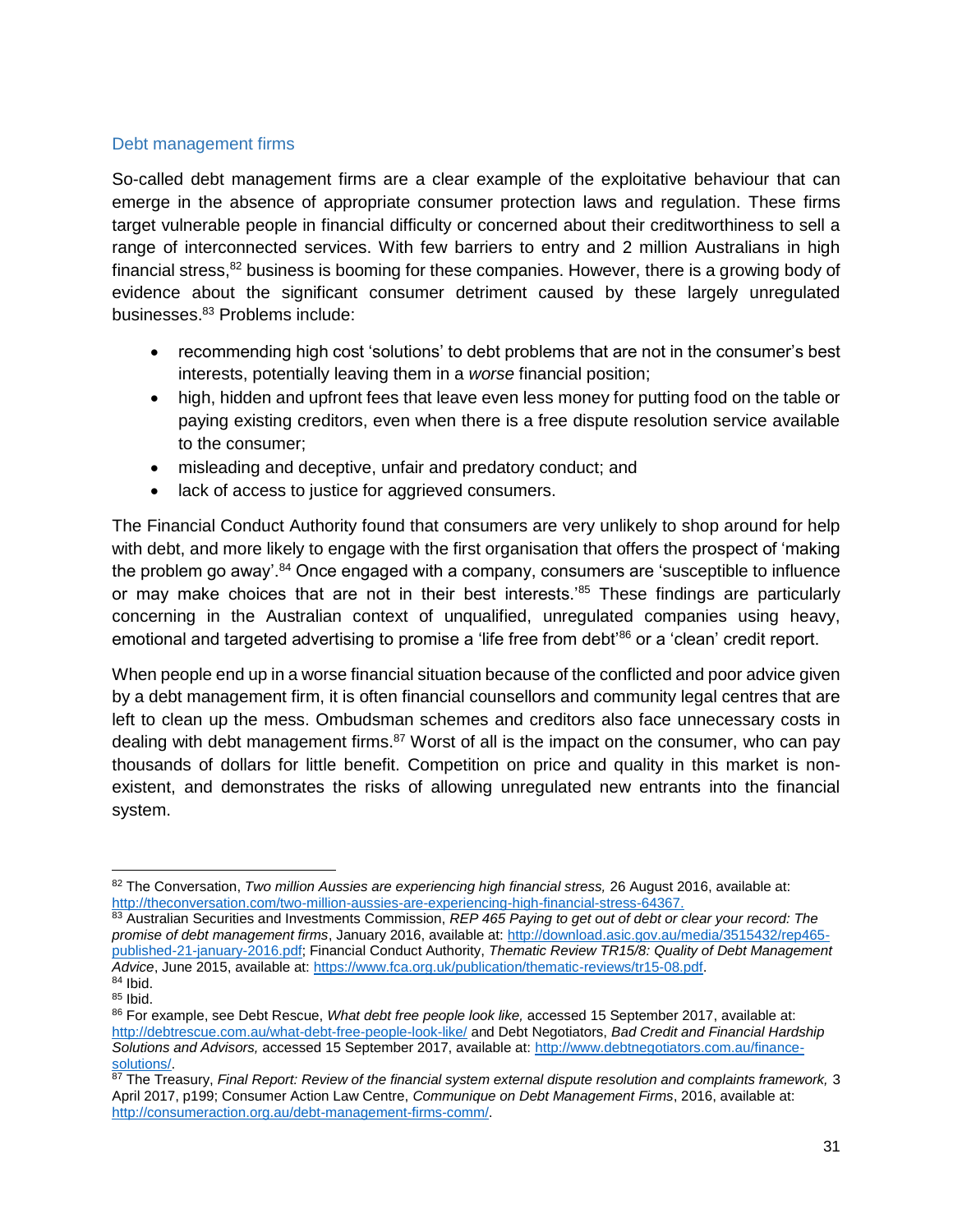### Debt management firms

So-called debt management firms are a clear example of the exploitative behaviour that can emerge in the absence of appropriate consumer protection laws and regulation. These firms target vulnerable people in financial difficulty or concerned about their creditworthiness to sell a range of interconnected services. With few barriers to entry and 2 million Australians in high financial stress,[82] business is booming for these companies. However, there is a growing body of evidence about the significant consumer detriment caused by these largely unregulated businesses.[83] Problems include:

- recommending high cost 'solutions' to debt problems that are not in the consumer's best interests, potentially leaving them in a *worse* financial position;
- high, hidden and upfront fees that leave even less money for putting food on the table or paying existing creditors, even when there is a free dispute resolution service available to the consumer;
- misleading and deceptive, unfair and predatory conduct; and
- lack of access to justice for aggrieved consumers.

The Financial Conduct Authority found that consumers are very unlikely to shop around for help with debt, and more likely to engage with the first organisation that offers the prospect of 'making the problem go away'.[84] Once engaged with a company, consumers are 'susceptible to influence or may make choices that are not in their best interests.'[85] These findings are particularly concerning in the Australian context of unqualified, unregulated companies using heavy, emotional and targeted advertising to promise a 'life free from debt'[86] or a 'clean' credit report.

When people end up in a worse financial situation because of the conflicted and poor advice given by a debt management firm, it is often financial counsellors and community legal centres that are left to clean up the mess. Ombudsman schemes and creditors also face unnecessary costs in dealing with debt management firms.[87] Worst of all is the impact on the consumer, who can pay thousands of dollars for little benefit. Competition on price and quality in this market is non-existent, and demonstrates the risks of allowing unregulated new entrants into the financial system.

---

[82] The Conversation, *Two million Aussies are experiencing high financial stress,* 26 August 2016, available at: http://theconversation.com/two-million-aussies-are-experiencing-high-financial-stress-64367.

[83] Australian Securities and Investments Commission, *REP 465 Paying to get out of debt or clear your record: The promise of debt management firms*, January 2016, available at: http://download.asic.gov.au/media/3515432/rep465-published-21-january-2016.pdf; Financial Conduct Authority, *Thematic Review TR15/8: Quality of Debt Management Advice*, June 2015, available at: https://www.fca.org.uk/publication/thematic-reviews/tr15-08.pdf.

[84] Ibid.

[85] Ibid.

[86] For example, see Debt Rescue, *What debt free people look like,* accessed 15 September 2017, available at: http://debtrescue.com.au/what-debt-free-people-look-like/ and Debt Negotiators, *Bad Credit and Financial Hardship Solutions and Advisors,* accessed 15 September 2017, available at: http://www.debtnegotiators.com.au/finance-solutions/.

[87] The Treasury, *Final Report: Review of the financial system external dispute resolution and complaints framework,* 3 April 2017, p199; Consumer Action Law Centre, *Communique on Debt Management Firms*, 2016, available at: http://consumeraction.org.au/debt-management-firms-comm/.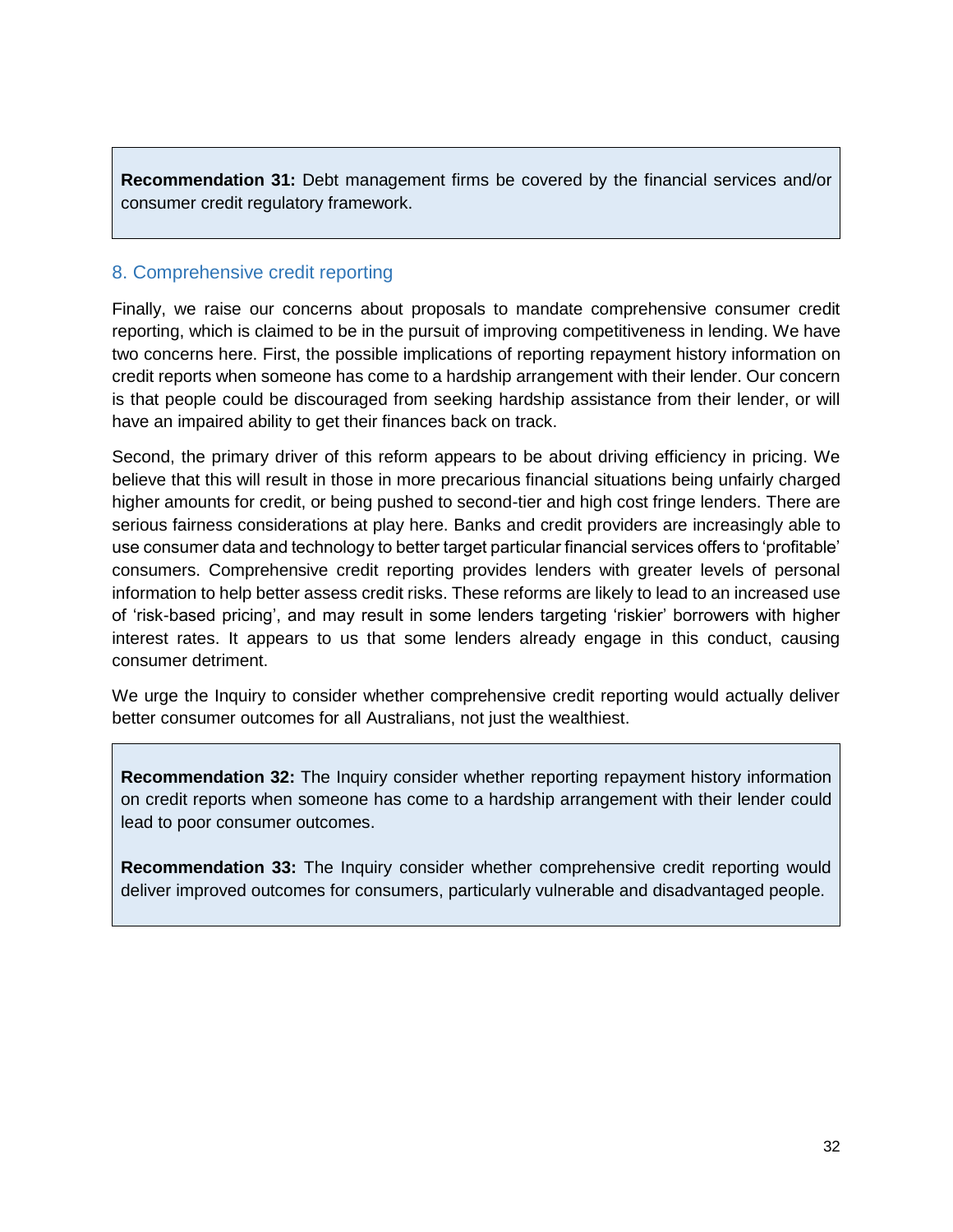**Recommendation 31:** Debt management firms be covered by the financial services and/or consumer credit regulatory framework.

## 8. Comprehensive credit reporting

Finally, we raise our concerns about proposals to mandate comprehensive consumer credit reporting, which is claimed to be in the pursuit of improving competitiveness in lending. We have two concerns here. First, the possible implications of reporting repayment history information on credit reports when someone has come to a hardship arrangement with their lender. Our concern is that people could be discouraged from seeking hardship assistance from their lender, or will have an impaired ability to get their finances back on track.

Second, the primary driver of this reform appears to be about driving efficiency in pricing. We believe that this will result in those in more precarious financial situations being unfairly charged higher amounts for credit, or being pushed to second-tier and high cost fringe lenders. There are serious fairness considerations at play here. Banks and credit providers are increasingly able to use consumer data and technology to better target particular financial services offers to 'profitable' consumers. Comprehensive credit reporting provides lenders with greater levels of personal information to help better assess credit risks. These reforms are likely to lead to an increased use of 'risk-based pricing', and may result in some lenders targeting 'riskier' borrowers with higher interest rates. It appears to us that some lenders already engage in this conduct, causing consumer detriment.

We urge the Inquiry to consider whether comprehensive credit reporting would actually deliver better consumer outcomes for all Australians, not just the wealthiest.

**Recommendation 32:** The Inquiry consider whether reporting repayment history information on credit reports when someone has come to a hardship arrangement with their lender could lead to poor consumer outcomes.

**Recommendation 33:** The Inquiry consider whether comprehensive credit reporting would deliver improved outcomes for consumers, particularly vulnerable and disadvantaged people.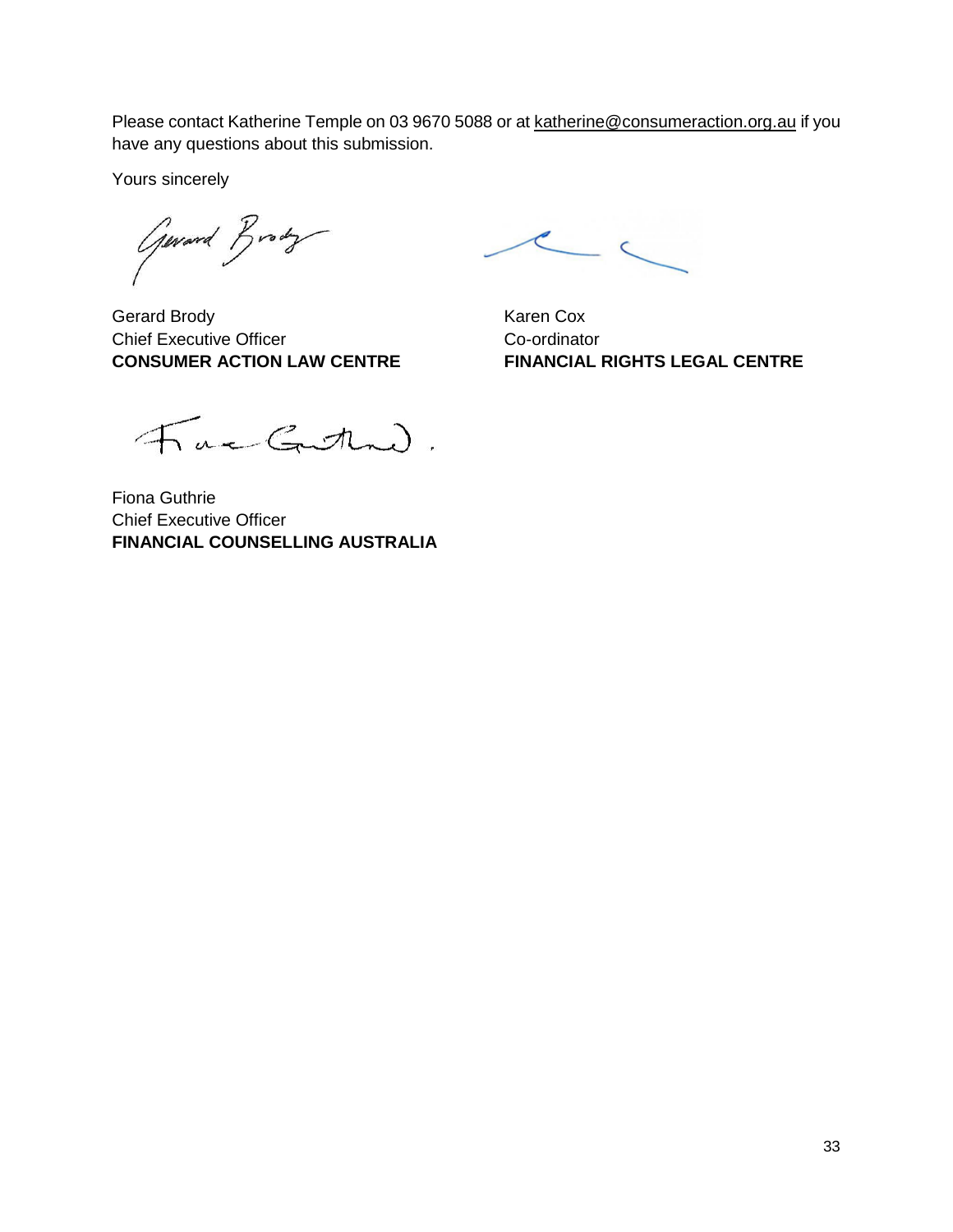Please contact Katherine Temple on 03 9670 5088 or at katherine@consumeraction.org.au if you have any questions about this submission.

Yours sincerely

Gerard Brody
Chief Executive Officer
**CONSUMER ACTION LAW CENTRE**

Karen Cox
Co-ordinator
**FINANCIAL RIGHTS LEGAL CENTRE**

Fiona Guthrie
Chief Executive Officer
**FINANCIAL COUNSELLING AUSTRALIA**